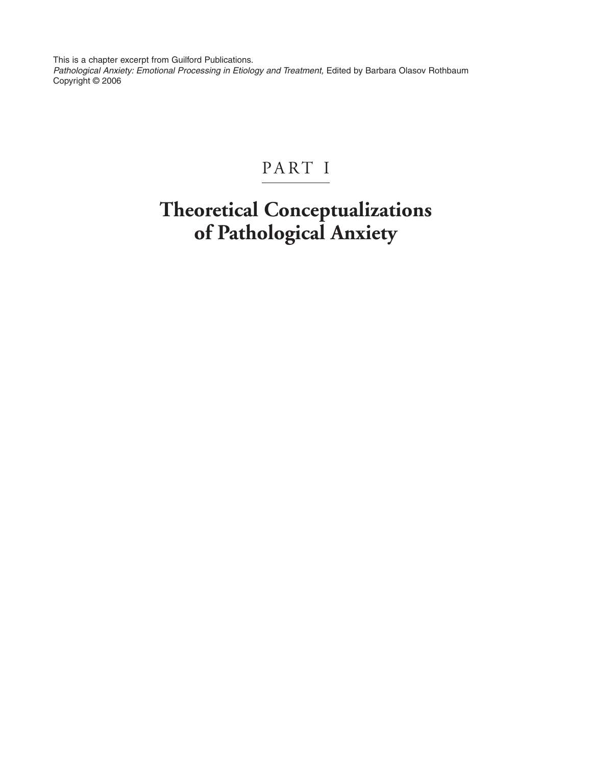This is a chapter excerpt from Guilford Publications.
*Pathological Anxiety: Emotional Processing in Etiology and Treatment,* Edited by Barbara Olasov Rothbaum
Copyright © 2006

# PART I

# Theoretical Conceptualizations of Pathological Anxiety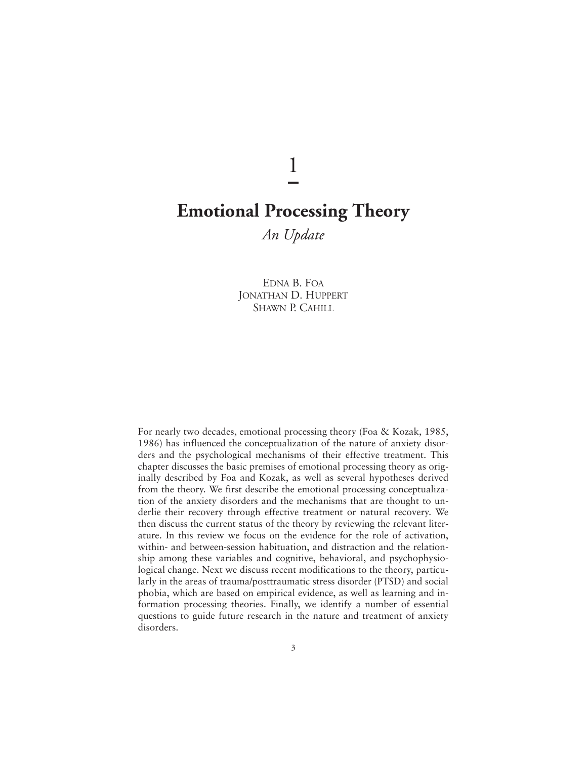# 1

# Emotional Processing Theory

## *An Update*

EDNA B. FOA
JONATHAN D. HUPPERT
SHAWN P. CAHILL

For nearly two decades, emotional processing theory (Foa & Kozak, 1985, 1986) has influenced the conceptualization of the nature of anxiety disorders and the psychological mechanisms of their effective treatment. This chapter discusses the basic premises of emotional processing theory as originally described by Foa and Kozak, as well as several hypotheses derived from the theory. We first describe the emotional processing conceptualization of the anxiety disorders and the mechanisms that are thought to underlie their recovery through effective treatment or natural recovery. We then discuss the current status of the theory by reviewing the relevant literature. In this review we focus on the evidence for the role of activation, within- and between-session habituation, and distraction and the relationship among these variables and cognitive, behavioral, and psychophysiological change. Next we discuss recent modifications to the theory, particularly in the areas of trauma/posttraumatic stress disorder (PTSD) and social phobia, which are based on empirical evidence, as well as learning and information processing theories. Finally, we identify a number of essential questions to guide future research in the nature and treatment of anxiety disorders.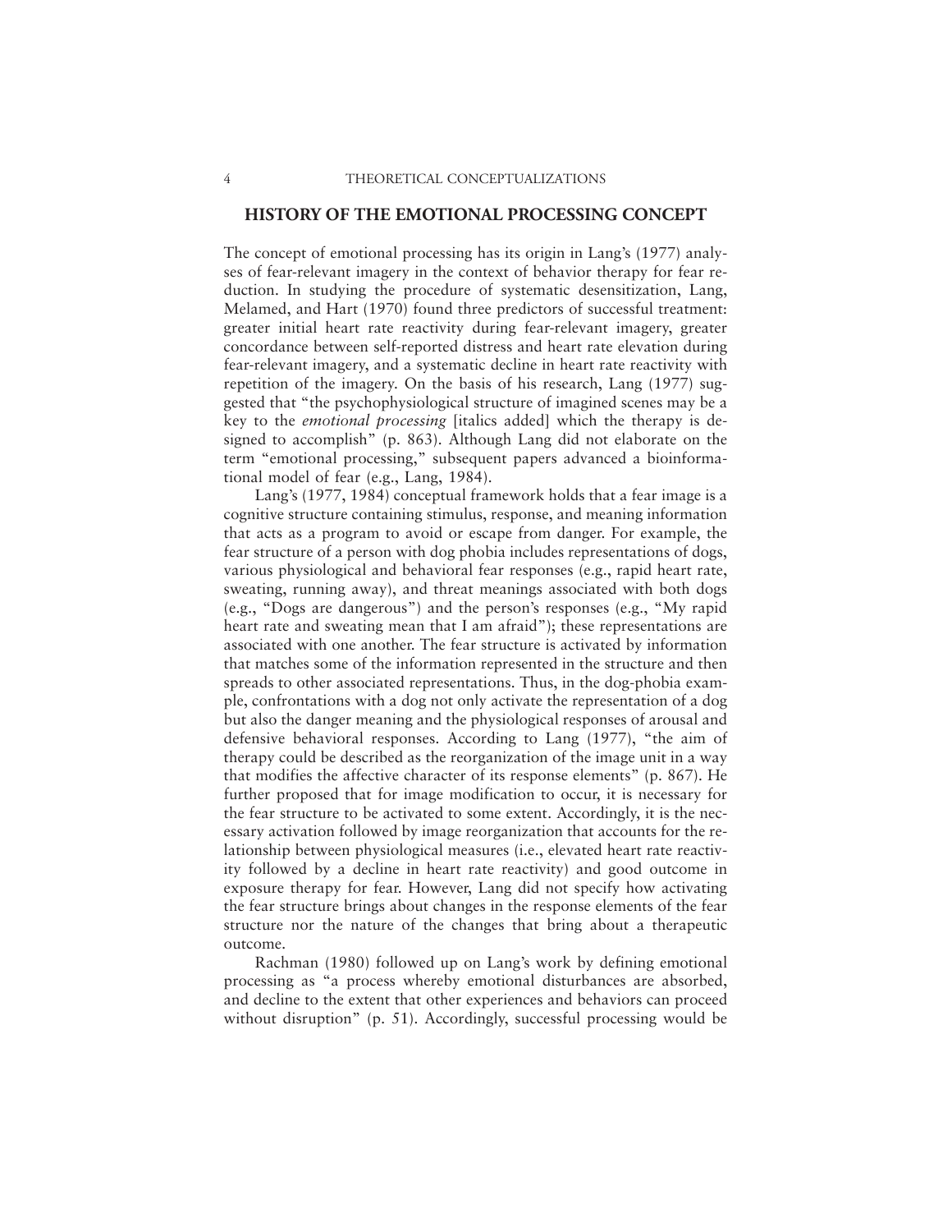## HISTORY OF THE EMOTIONAL PROCESSING CONCEPT

The concept of emotional processing has its origin in Lang's (1977) analyses of fear-relevant imagery in the context of behavior therapy for fear reduction. In studying the procedure of systematic desensitization, Lang, Melamed, and Hart (1970) found three predictors of successful treatment: greater initial heart rate reactivity during fear-relevant imagery, greater concordance between self-reported distress and heart rate elevation during fear-relevant imagery, and a systematic decline in heart rate reactivity with repetition of the imagery. On the basis of his research, Lang (1977) suggested that "the psychophysiological structure of imagined scenes may be a key to the *emotional processing* [italics added] which the therapy is designed to accomplish" (p. 863). Although Lang did not elaborate on the term "emotional processing," subsequent papers advanced a bioinformational model of fear (e.g., Lang, 1984).

Lang's (1977, 1984) conceptual framework holds that a fear image is a cognitive structure containing stimulus, response, and meaning information that acts as a program to avoid or escape from danger. For example, the fear structure of a person with dog phobia includes representations of dogs, various physiological and behavioral fear responses (e.g., rapid heart rate, sweating, running away), and threat meanings associated with both dogs (e.g., "Dogs are dangerous") and the person's responses (e.g., "My rapid heart rate and sweating mean that I am afraid"); these representations are associated with one another. The fear structure is activated by information that matches some of the information represented in the structure and then spreads to other associated representations. Thus, in the dog-phobia example, confrontations with a dog not only activate the representation of a dog but also the danger meaning and the physiological responses of arousal and defensive behavioral responses. According to Lang (1977), "the aim of therapy could be described as the reorganization of the image unit in a way that modifies the affective character of its response elements" (p. 867). He further proposed that for image modification to occur, it is necessary for the fear structure to be activated to some extent. Accordingly, it is the necessary activation followed by image reorganization that accounts for the relationship between physiological measures (i.e., elevated heart rate reactivity followed by a decline in heart rate reactivity) and good outcome in exposure therapy for fear. However, Lang did not specify how activating the fear structure brings about changes in the response elements of the fear structure nor the nature of the changes that bring about a therapeutic outcome.

Rachman (1980) followed up on Lang's work by defining emotional processing as "a process whereby emotional disturbances are absorbed, and decline to the extent that other experiences and behaviors can proceed without disruption" (p. 51). Accordingly, successful processing would be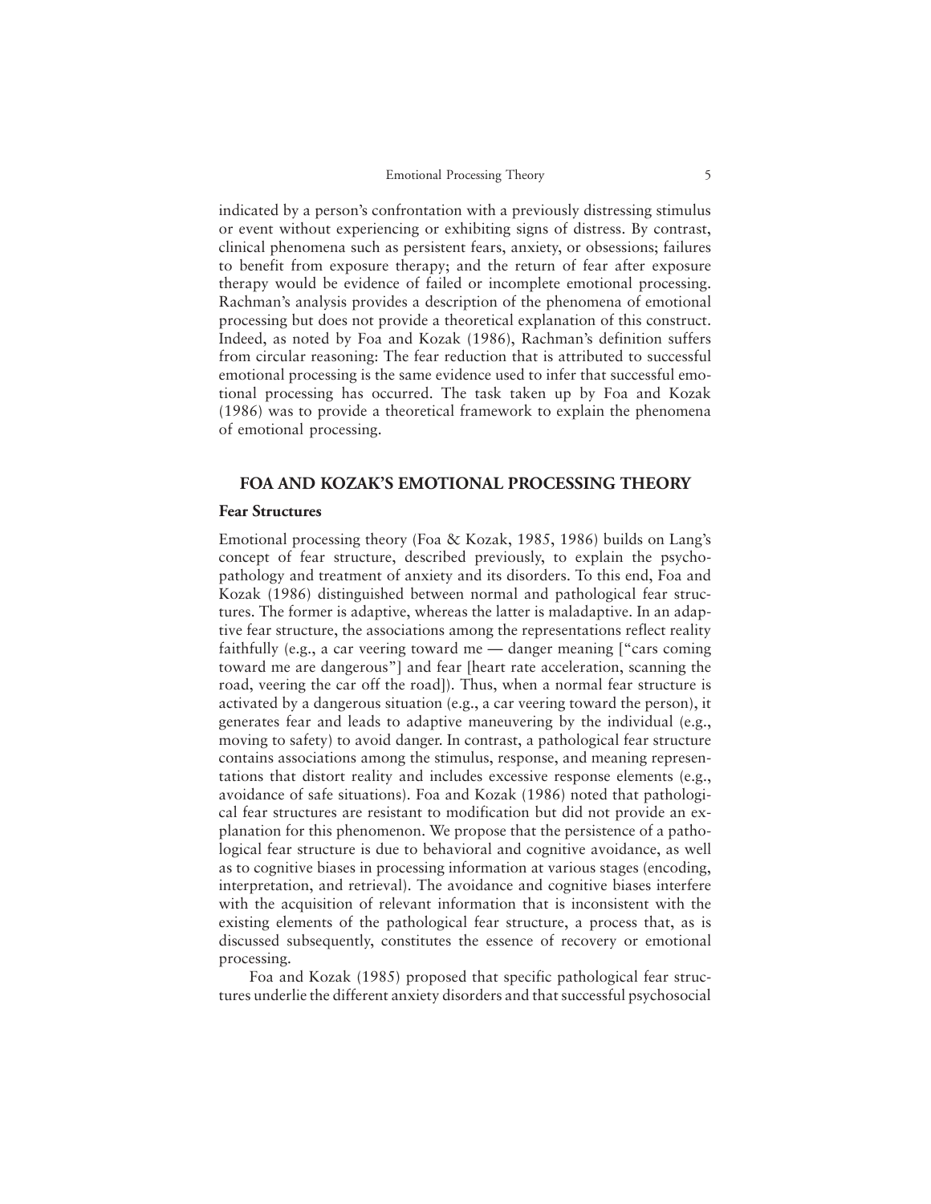indicated by a person's confrontation with a previously distressing stimulus or event without experiencing or exhibiting signs of distress. By contrast, clinical phenomena such as persistent fears, anxiety, or obsessions; failures to benefit from exposure therapy; and the return of fear after exposure therapy would be evidence of failed or incomplete emotional processing. Rachman's analysis provides a description of the phenomena of emotional processing but does not provide a theoretical explanation of this construct. Indeed, as noted by Foa and Kozak (1986), Rachman's definition suffers from circular reasoning: The fear reduction that is attributed to successful emotional processing is the same evidence used to infer that successful emotional processing has occurred. The task taken up by Foa and Kozak (1986) was to provide a theoretical framework to explain the phenomena of emotional processing.

## FOA AND KOZAK'S EMOTIONAL PROCESSING THEORY

### Fear Structures

Emotional processing theory (Foa & Kozak, 1985, 1986) builds on Lang's concept of fear structure, described previously, to explain the psychopathology and treatment of anxiety and its disorders. To this end, Foa and Kozak (1986) distinguished between normal and pathological fear structures. The former is adaptive, whereas the latter is maladaptive. In an adaptive fear structure, the associations among the representations reflect reality faithfully (e.g., a car veering toward me — danger meaning ["cars coming toward me are dangerous"] and fear [heart rate acceleration, scanning the road, veering the car off the road]). Thus, when a normal fear structure is activated by a dangerous situation (e.g., a car veering toward the person), it generates fear and leads to adaptive maneuvering by the individual (e.g., moving to safety) to avoid danger. In contrast, a pathological fear structure contains associations among the stimulus, response, and meaning representations that distort reality and includes excessive response elements (e.g., avoidance of safe situations). Foa and Kozak (1986) noted that pathological fear structures are resistant to modification but did not provide an explanation for this phenomenon. We propose that the persistence of a pathological fear structure is due to behavioral and cognitive avoidance, as well as to cognitive biases in processing information at various stages (encoding, interpretation, and retrieval). The avoidance and cognitive biases interfere with the acquisition of relevant information that is inconsistent with the existing elements of the pathological fear structure, a process that, as is discussed subsequently, constitutes the essence of recovery or emotional processing.

Foa and Kozak (1985) proposed that specific pathological fear structures underlie the different anxiety disorders and that successful psychosocial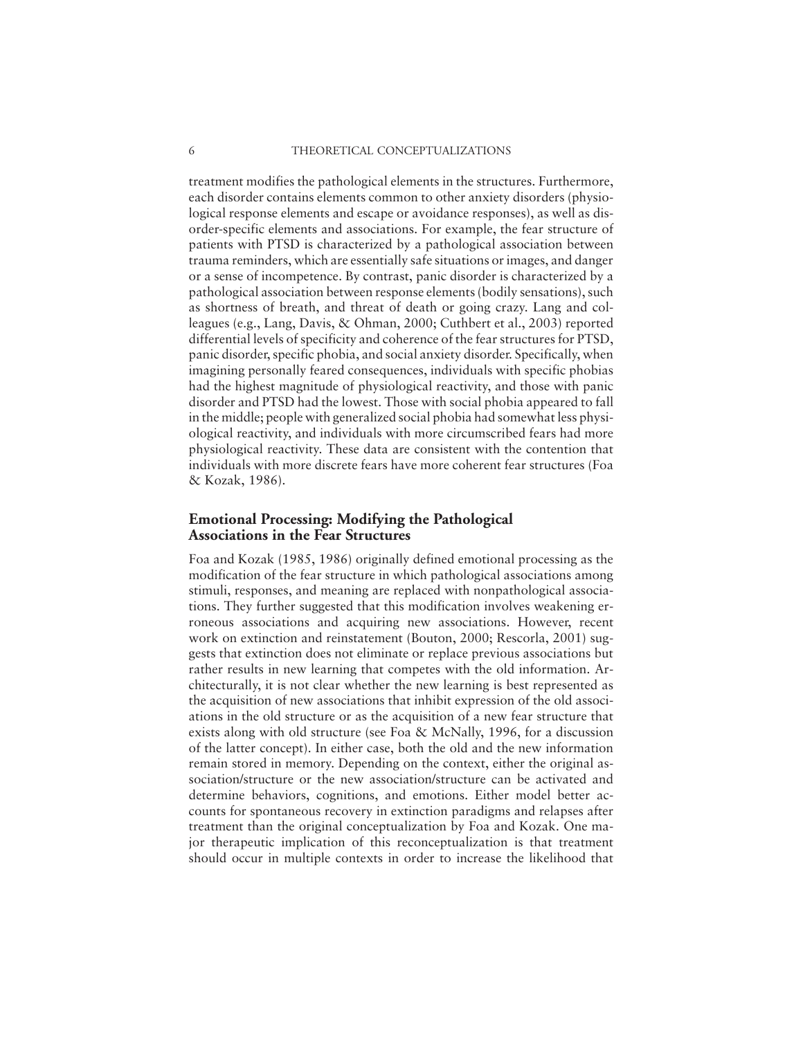treatment modifies the pathological elements in the structures. Furthermore, each disorder contains elements common to other anxiety disorders (physiological response elements and escape or avoidance responses), as well as disorder-specific elements and associations. For example, the fear structure of patients with PTSD is characterized by a pathological association between trauma reminders, which are essentially safe situations or images, and danger or a sense of incompetence. By contrast, panic disorder is characterized by a pathological association between response elements (bodily sensations), such as shortness of breath, and threat of death or going crazy. Lang and colleagues (e.g., Lang, Davis, & Ohman, 2000; Cuthbert et al., 2003) reported differential levels of specificity and coherence of the fear structures for PTSD, panic disorder, specific phobia, and social anxiety disorder. Specifically, when imagining personally feared consequences, individuals with specific phobias had the highest magnitude of physiological reactivity, and those with panic disorder and PTSD had the lowest. Those with social phobia appeared to fall in the middle; people with generalized social phobia had somewhat less physiological reactivity, and individuals with more circumscribed fears had more physiological reactivity. These data are consistent with the contention that individuals with more discrete fears have more coherent fear structures (Foa & Kozak, 1986).

## Emotional Processing: Modifying the Pathological Associations in the Fear Structures

Foa and Kozak (1985, 1986) originally defined emotional processing as the modification of the fear structure in which pathological associations among stimuli, responses, and meaning are replaced with nonpathological associations. They further suggested that this modification involves weakening erroneous associations and acquiring new associations. However, recent work on extinction and reinstatement (Bouton, 2000; Rescorla, 2001) suggests that extinction does not eliminate or replace previous associations but rather results in new learning that competes with the old information. Architecturally, it is not clear whether the new learning is best represented as the acquisition of new associations that inhibit expression of the old associations in the old structure or as the acquisition of a new fear structure that exists along with old structure (see Foa & McNally, 1996, for a discussion of the latter concept). In either case, both the old and the new information remain stored in memory. Depending on the context, either the original association/structure or the new association/structure can be activated and determine behaviors, cognitions, and emotions. Either model better accounts for spontaneous recovery in extinction paradigms and relapses after treatment than the original conceptualization by Foa and Kozak. One major therapeutic implication of this reconceptualization is that treatment should occur in multiple contexts in order to increase the likelihood that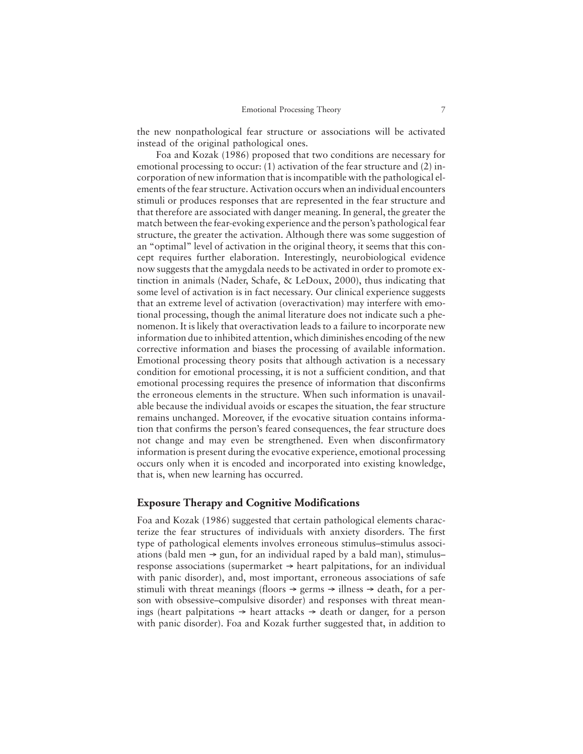the new nonpathological fear structure or associations will be activated instead of the original pathological ones.

Foa and Kozak (1986) proposed that two conditions are necessary for emotional processing to occur: (1) activation of the fear structure and (2) incorporation of new information that is incompatible with the pathological elements of the fear structure. Activation occurs when an individual encounters stimuli or produces responses that are represented in the fear structure and that therefore are associated with danger meaning. In general, the greater the match between the fear-evoking experience and the person's pathological fear structure, the greater the activation. Although there was some suggestion of an "optimal" level of activation in the original theory, it seems that this concept requires further elaboration. Interestingly, neurobiological evidence now suggests that the amygdala needs to be activated in order to promote extinction in animals (Nader, Schafe, & LeDoux, 2000), thus indicating that some level of activation is in fact necessary. Our clinical experience suggests that an extreme level of activation (overactivation) may interfere with emotional processing, though the animal literature does not indicate such a phenomenon. It is likely that overactivation leads to a failure to incorporate new information due to inhibited attention, which diminishes encoding of the new corrective information and biases the processing of available information. Emotional processing theory posits that although activation is a necessary condition for emotional processing, it is not a sufficient condition, and that emotional processing requires the presence of information that disconfirms the erroneous elements in the structure. When such information is unavailable because the individual avoids or escapes the situation, the fear structure remains unchanged. Moreover, if the evocative situation contains information that confirms the person's feared consequences, the fear structure does not change and may even be strengthened. Even when disconfirmatory information is present during the evocative experience, emotional processing occurs only when it is encoded and incorporated into existing knowledge, that is, when new learning has occurred.

## Exposure Therapy and Cognitive Modifications

Foa and Kozak (1986) suggested that certain pathological elements characterize the fear structures of individuals with anxiety disorders. The first type of pathological elements involves erroneous stimulus–stimulus associations (bald men → gun, for an individual raped by a bald man), stimulus–response associations (supermarket → heart palpitations, for an individual with panic disorder), and, most important, erroneous associations of safe stimuli with threat meanings (floors → germs → illness → death, for a person with obsessive–compulsive disorder) and responses with threat meanings (heart palpitations → heart attacks → death or danger, for a person with panic disorder). Foa and Kozak further suggested that, in addition to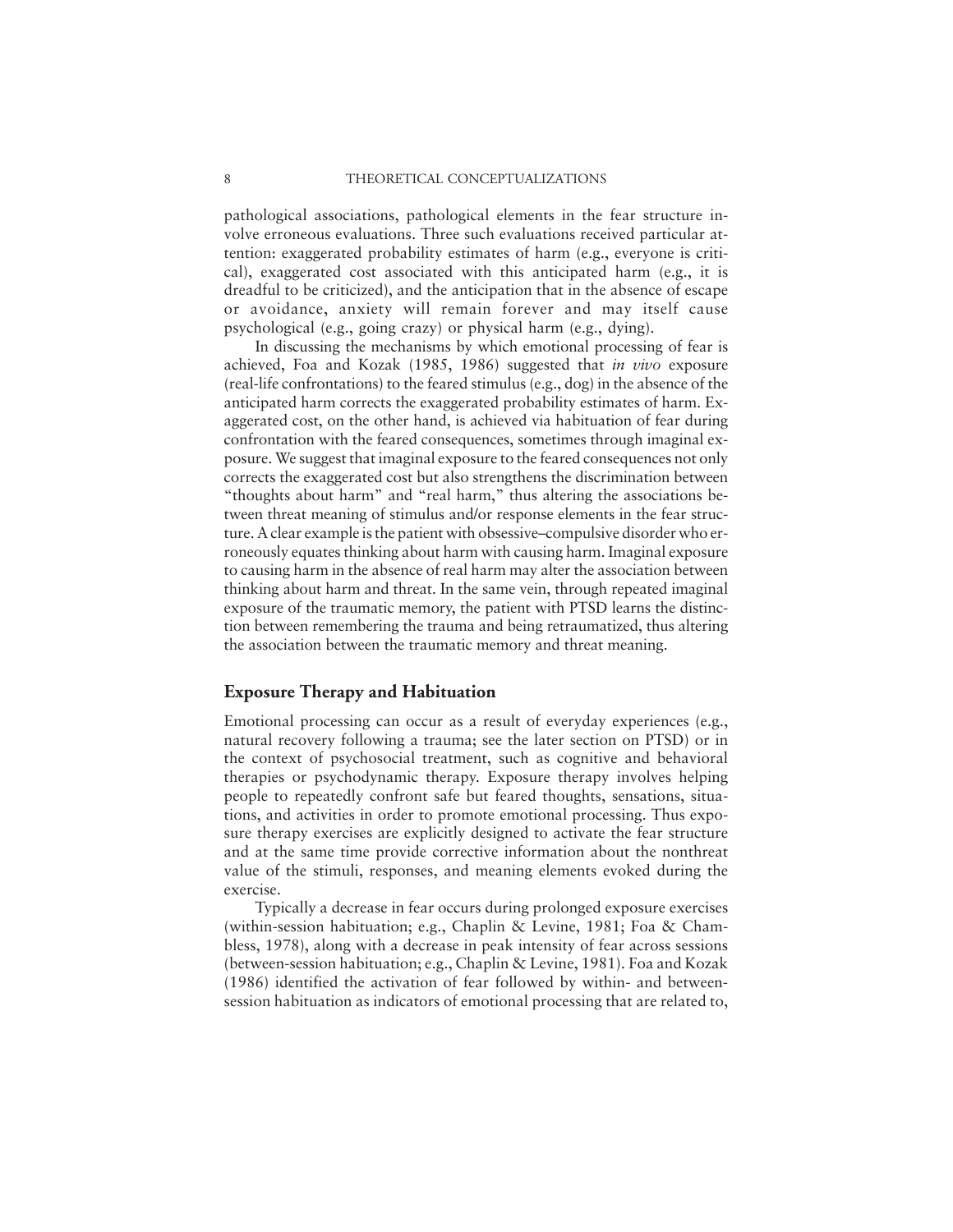pathological associations, pathological elements in the fear structure involve erroneous evaluations. Three such evaluations received particular attention: exaggerated probability estimates of harm (e.g., everyone is critical), exaggerated cost associated with this anticipated harm (e.g., it is dreadful to be criticized), and the anticipation that in the absence of escape or avoidance, anxiety will remain forever and may itself cause psychological (e.g., going crazy) or physical harm (e.g., dying).

In discussing the mechanisms by which emotional processing of fear is achieved, Foa and Kozak (1985, 1986) suggested that *in vivo* exposure (real-life confrontations) to the feared stimulus (e.g., dog) in the absence of the anticipated harm corrects the exaggerated probability estimates of harm. Exaggerated cost, on the other hand, is achieved via habituation of fear during confrontation with the feared consequences, sometimes through imaginal exposure. We suggest that imaginal exposure to the feared consequences not only corrects the exaggerated cost but also strengthens the discrimination between "thoughts about harm" and "real harm," thus altering the associations between threat meaning of stimulus and/or response elements in the fear structure. A clear example is the patient with obsessive–compulsive disorder who erroneously equates thinking about harm with causing harm. Imaginal exposure to causing harm in the absence of real harm may alter the association between thinking about harm and threat. In the same vein, through repeated imaginal exposure of the traumatic memory, the patient with PTSD learns the distinction between remembering the trauma and being retraumatized, thus altering the association between the traumatic memory and threat meaning.

## Exposure Therapy and Habituation

Emotional processing can occur as a result of everyday experiences (e.g., natural recovery following a trauma; see the later section on PTSD) or in the context of psychosocial treatment, such as cognitive and behavioral therapies or psychodynamic therapy. Exposure therapy involves helping people to repeatedly confront safe but feared thoughts, sensations, situations, and activities in order to promote emotional processing. Thus exposure therapy exercises are explicitly designed to activate the fear structure and at the same time provide corrective information about the nonthreat value of the stimuli, responses, and meaning elements evoked during the exercise.

Typically a decrease in fear occurs during prolonged exposure exercises (within-session habituation; e.g., Chaplin & Levine, 1981; Foa & Chambless, 1978), along with a decrease in peak intensity of fear across sessions (between-session habituation; e.g., Chaplin & Levine, 1981). Foa and Kozak (1986) identified the activation of fear followed by within- and between-session habituation as indicators of emotional processing that are related to,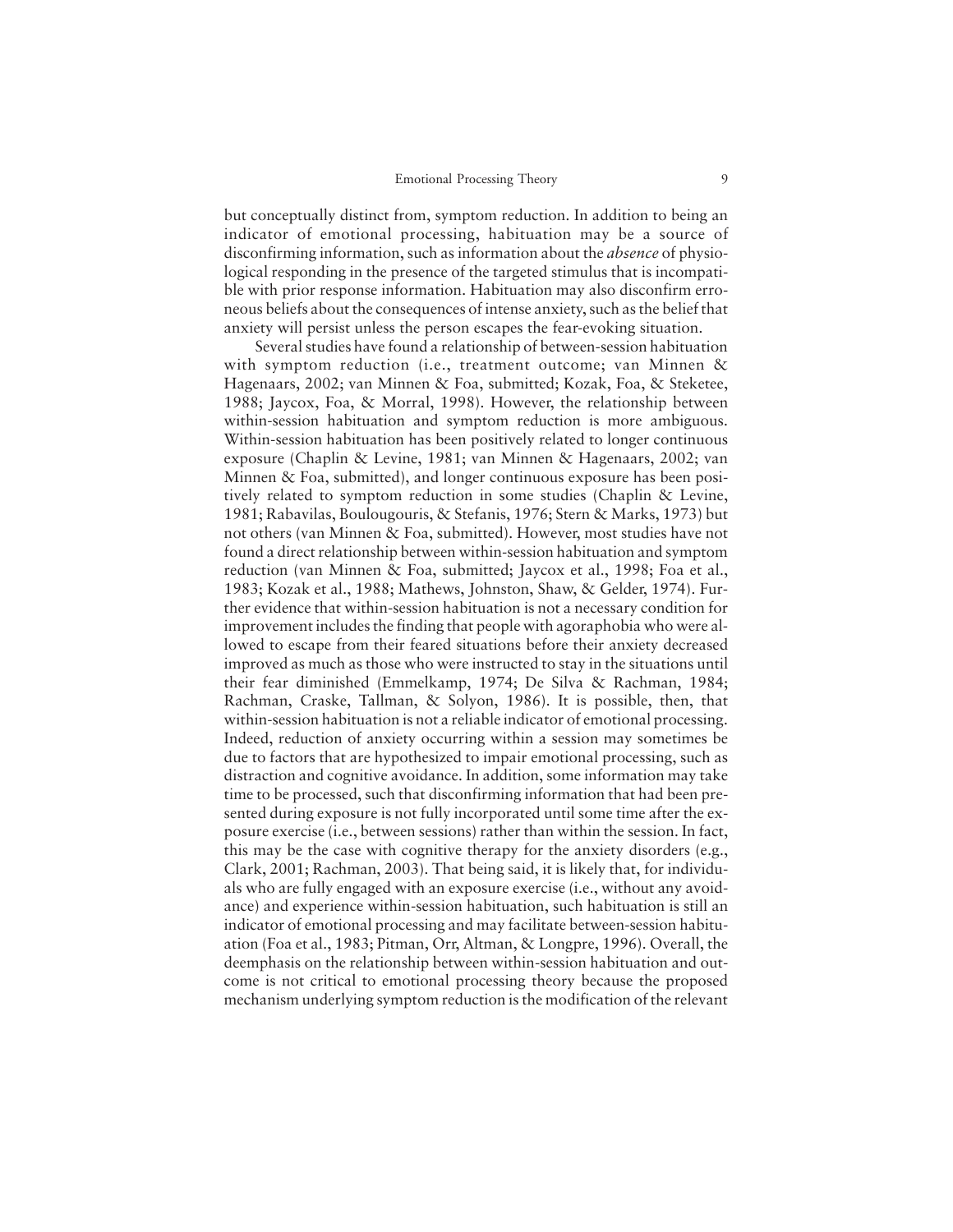but conceptually distinct from, symptom reduction. In addition to being an indicator of emotional processing, habituation may be a source of disconfirming information, such as information about the *absence* of physiological responding in the presence of the targeted stimulus that is incompatible with prior response information. Habituation may also disconfirm erroneous beliefs about the consequences of intense anxiety, such as the belief that anxiety will persist unless the person escapes the fear-evoking situation.

Several studies have found a relationship of between-session habituation with symptom reduction (i.e., treatment outcome; van Minnen & Hagenaars, 2002; van Minnen & Foa, submitted; Kozak, Foa, & Steketee, 1988; Jaycox, Foa, & Morral, 1998). However, the relationship between within-session habituation and symptom reduction is more ambiguous. Within-session habituation has been positively related to longer continuous exposure (Chaplin & Levine, 1981; van Minnen & Hagenaars, 2002; van Minnen & Foa, submitted), and longer continuous exposure has been positively related to symptom reduction in some studies (Chaplin & Levine, 1981; Rabavilas, Boulougouris, & Stefanis, 1976; Stern & Marks, 1973) but not others (van Minnen & Foa, submitted). However, most studies have not found a direct relationship between within-session habituation and symptom reduction (van Minnen & Foa, submitted; Jaycox et al., 1998; Foa et al., 1983; Kozak et al., 1988; Mathews, Johnston, Shaw, & Gelder, 1974). Further evidence that within-session habituation is not a necessary condition for improvement includes the finding that people with agoraphobia who were allowed to escape from their feared situations before their anxiety decreased improved as much as those who were instructed to stay in the situations until their fear diminished (Emmelkamp, 1974; De Silva & Rachman, 1984; Rachman, Craske, Tallman, & Solyon, 1986). It is possible, then, that within-session habituation is not a reliable indicator of emotional processing. Indeed, reduction of anxiety occurring within a session may sometimes be due to factors that are hypothesized to impair emotional processing, such as distraction and cognitive avoidance. In addition, some information may take time to be processed, such that disconfirming information that had been presented during exposure is not fully incorporated until some time after the exposure exercise (i.e., between sessions) rather than within the session. In fact, this may be the case with cognitive therapy for the anxiety disorders (e.g., Clark, 2001; Rachman, 2003). That being said, it is likely that, for individuals who are fully engaged with an exposure exercise (i.e., without any avoidance) and experience within-session habituation, such habituation is still an indicator of emotional processing and may facilitate between-session habituation (Foa et al., 1983; Pitman, Orr, Altman, & Longpre, 1996). Overall, the deemphasis on the relationship between within-session habituation and outcome is not critical to emotional processing theory because the proposed mechanism underlying symptom reduction is the modification of the relevant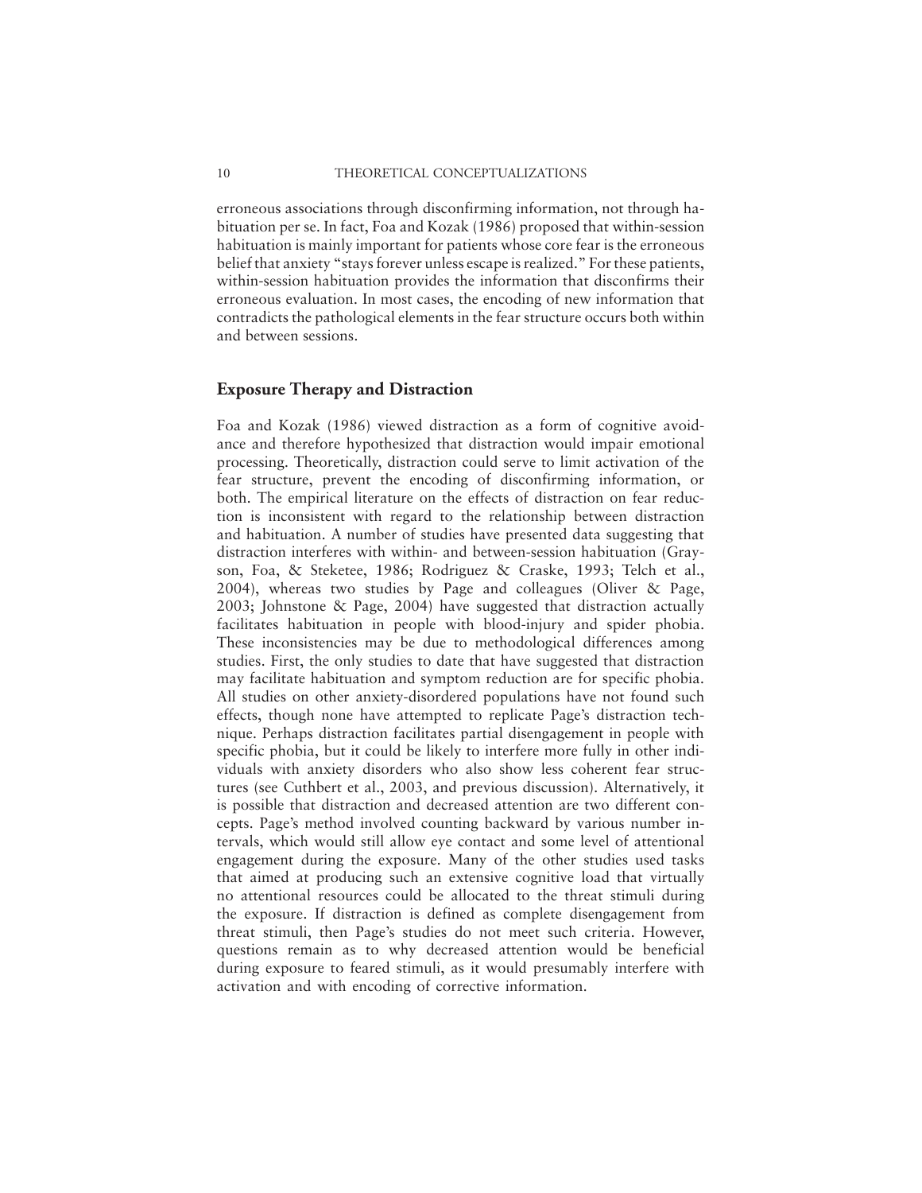erroneous associations through disconfirming information, not through habituation per se. In fact, Foa and Kozak (1986) proposed that within-session habituation is mainly important for patients whose core fear is the erroneous belief that anxiety "stays forever unless escape is realized." For these patients, within-session habituation provides the information that disconfirms their erroneous evaluation. In most cases, the encoding of new information that contradicts the pathological elements in the fear structure occurs both within and between sessions.

## Exposure Therapy and Distraction

Foa and Kozak (1986) viewed distraction as a form of cognitive avoidance and therefore hypothesized that distraction would impair emotional processing. Theoretically, distraction could serve to limit activation of the fear structure, prevent the encoding of disconfirming information, or both. The empirical literature on the effects of distraction on fear reduction is inconsistent with regard to the relationship between distraction and habituation. A number of studies have presented data suggesting that distraction interferes with within- and between-session habituation (Grayson, Foa, & Steketee, 1986; Rodriguez & Craske, 1993; Telch et al., 2004), whereas two studies by Page and colleagues (Oliver & Page, 2003; Johnstone & Page, 2004) have suggested that distraction actually facilitates habituation in people with blood-injury and spider phobia. These inconsistencies may be due to methodological differences among studies. First, the only studies to date that have suggested that distraction may facilitate habituation and symptom reduction are for specific phobia. All studies on other anxiety-disordered populations have not found such effects, though none have attempted to replicate Page's distraction technique. Perhaps distraction facilitates partial disengagement in people with specific phobia, but it could be likely to interfere more fully in other individuals with anxiety disorders who also show less coherent fear structures (see Cuthbert et al., 2003, and previous discussion). Alternatively, it is possible that distraction and decreased attention are two different concepts. Page's method involved counting backward by various number intervals, which would still allow eye contact and some level of attentional engagement during the exposure. Many of the other studies used tasks that aimed at producing such an extensive cognitive load that virtually no attentional resources could be allocated to the threat stimuli during the exposure. If distraction is defined as complete disengagement from threat stimuli, then Page's studies do not meet such criteria. However, questions remain as to why decreased attention would be beneficial during exposure to feared stimuli, as it would presumably interfere with activation and with encoding of corrective information.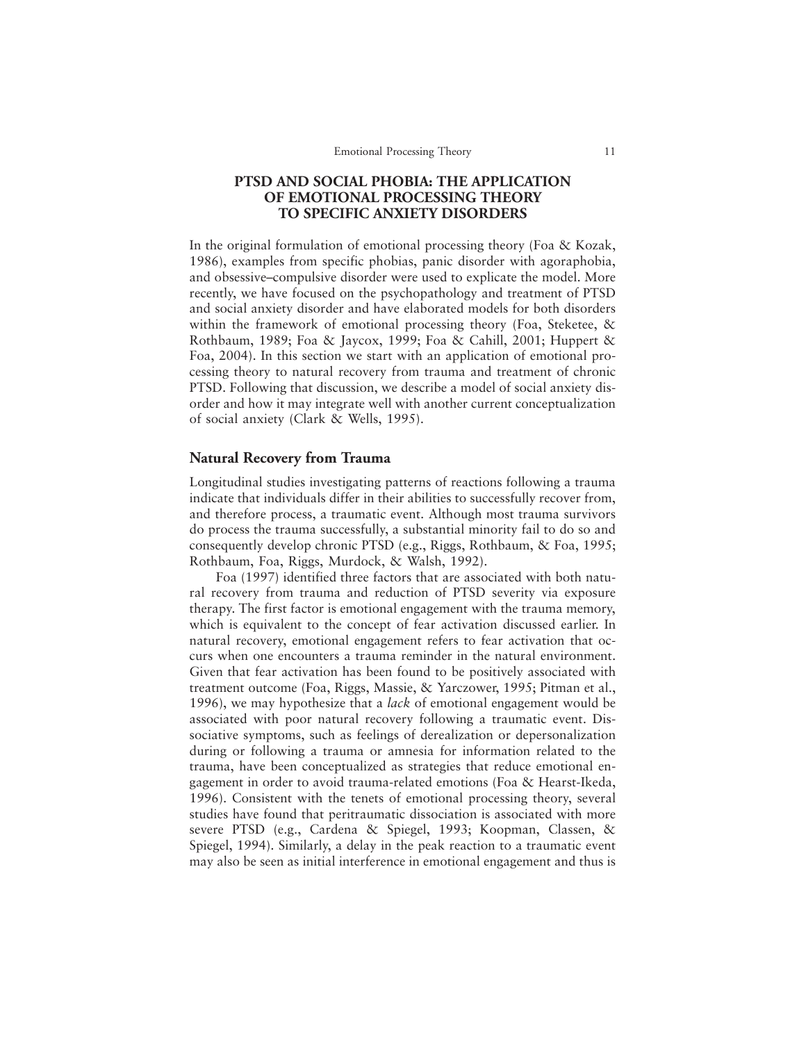## PTSD AND SOCIAL PHOBIA: THE APPLICATION OF EMOTIONAL PROCESSING THEORY TO SPECIFIC ANXIETY DISORDERS

In the original formulation of emotional processing theory (Foa & Kozak, 1986), examples from specific phobias, panic disorder with agoraphobia, and obsessive–compulsive disorder were used to explicate the model. More recently, we have focused on the psychopathology and treatment of PTSD and social anxiety disorder and have elaborated models for both disorders within the framework of emotional processing theory (Foa, Steketee, & Rothbaum, 1989; Foa & Jaycox, 1999; Foa & Cahill, 2001; Huppert & Foa, 2004). In this section we start with an application of emotional processing theory to natural recovery from trauma and treatment of chronic PTSD. Following that discussion, we describe a model of social anxiety disorder and how it may integrate well with another current conceptualization of social anxiety (Clark & Wells, 1995).

### Natural Recovery from Trauma

Longitudinal studies investigating patterns of reactions following a trauma indicate that individuals differ in their abilities to successfully recover from, and therefore process, a traumatic event. Although most trauma survivors do process the trauma successfully, a substantial minority fail to do so and consequently develop chronic PTSD (e.g., Riggs, Rothbaum, & Foa, 1995; Rothbaum, Foa, Riggs, Murdock, & Walsh, 1992).

Foa (1997) identified three factors that are associated with both natural recovery from trauma and reduction of PTSD severity via exposure therapy. The first factor is emotional engagement with the trauma memory, which is equivalent to the concept of fear activation discussed earlier. In natural recovery, emotional engagement refers to fear activation that occurs when one encounters a trauma reminder in the natural environment. Given that fear activation has been found to be positively associated with treatment outcome (Foa, Riggs, Massie, & Yarczower, 1995; Pitman et al., 1996), we may hypothesize that a *lack* of emotional engagement would be associated with poor natural recovery following a traumatic event. Dissociative symptoms, such as feelings of derealization or depersonalization during or following a trauma or amnesia for information related to the trauma, have been conceptualized as strategies that reduce emotional engagement in order to avoid trauma-related emotions (Foa & Hearst-Ikeda, 1996). Consistent with the tenets of emotional processing theory, several studies have found that peritraumatic dissociation is associated with more severe PTSD (e.g., Cardena & Spiegel, 1993; Koopman, Classen, & Spiegel, 1994). Similarly, a delay in the peak reaction to a traumatic event may also be seen as initial interference in emotional engagement and thus is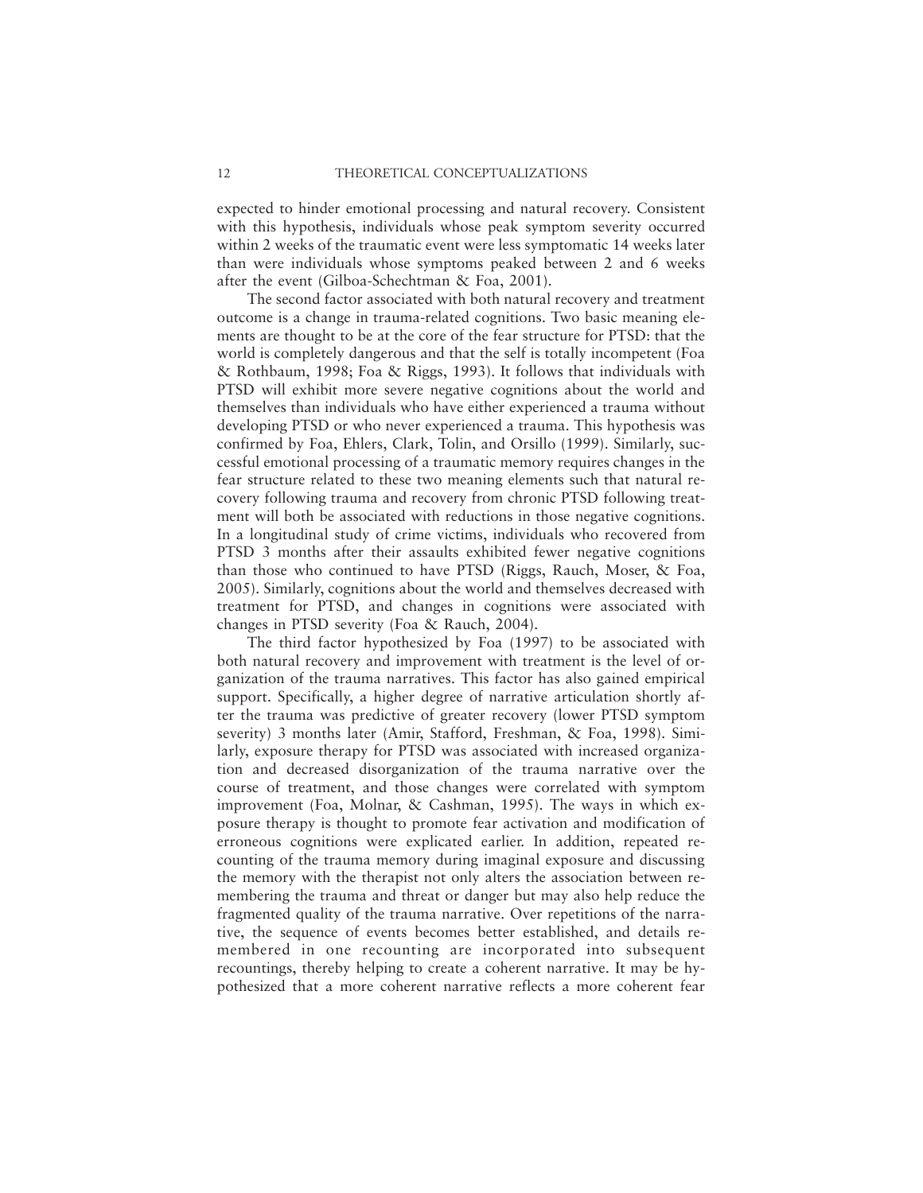expected to hinder emotional processing and natural recovery. Consistent with this hypothesis, individuals whose peak symptom severity occurred within 2 weeks of the traumatic event were less symptomatic 14 weeks later than were individuals whose symptoms peaked between 2 and 6 weeks after the event (Gilboa-Schechtman & Foa, 2001).

The second factor associated with both natural recovery and treatment outcome is a change in trauma-related cognitions. Two basic meaning elements are thought to be at the core of the fear structure for PTSD: that the world is completely dangerous and that the self is totally incompetent (Foa & Rothbaum, 1998; Foa & Riggs, 1993). It follows that individuals with PTSD will exhibit more severe negative cognitions about the world and themselves than individuals who have either experienced a trauma without developing PTSD or who never experienced a trauma. This hypothesis was confirmed by Foa, Ehlers, Clark, Tolin, and Orsillo (1999). Similarly, successful emotional processing of a traumatic memory requires changes in the fear structure related to these two meaning elements such that natural recovery following trauma and recovery from chronic PTSD following treatment will both be associated with reductions in those negative cognitions. In a longitudinal study of crime victims, individuals who recovered from PTSD 3 months after their assaults exhibited fewer negative cognitions than those who continued to have PTSD (Riggs, Rauch, Moser, & Foa, 2005). Similarly, cognitions about the world and themselves decreased with treatment for PTSD, and changes in cognitions were associated with changes in PTSD severity (Foa & Rauch, 2004).

The third factor hypothesized by Foa (1997) to be associated with both natural recovery and improvement with treatment is the level of organization of the trauma narratives. This factor has also gained empirical support. Specifically, a higher degree of narrative articulation shortly after the trauma was predictive of greater recovery (lower PTSD symptom severity) 3 months later (Amir, Stafford, Freshman, & Foa, 1998). Similarly, exposure therapy for PTSD was associated with increased organization and decreased disorganization of the trauma narrative over the course of treatment, and those changes were correlated with symptom improvement (Foa, Molnar, & Cashman, 1995). The ways in which exposure therapy is thought to promote fear activation and modification of erroneous cognitions were explicated earlier. In addition, repeated recounting of the trauma memory during imaginal exposure and discussing the memory with the therapist not only alters the association between remembering the trauma and threat or danger but may also help reduce the fragmented quality of the trauma narrative. Over repetitions of the narrative, the sequence of events becomes better established, and details remembered in one recounting are incorporated into subsequent recountings, thereby helping to create a coherent narrative. It may be hypothesized that a more coherent narrative reflects a more coherent fear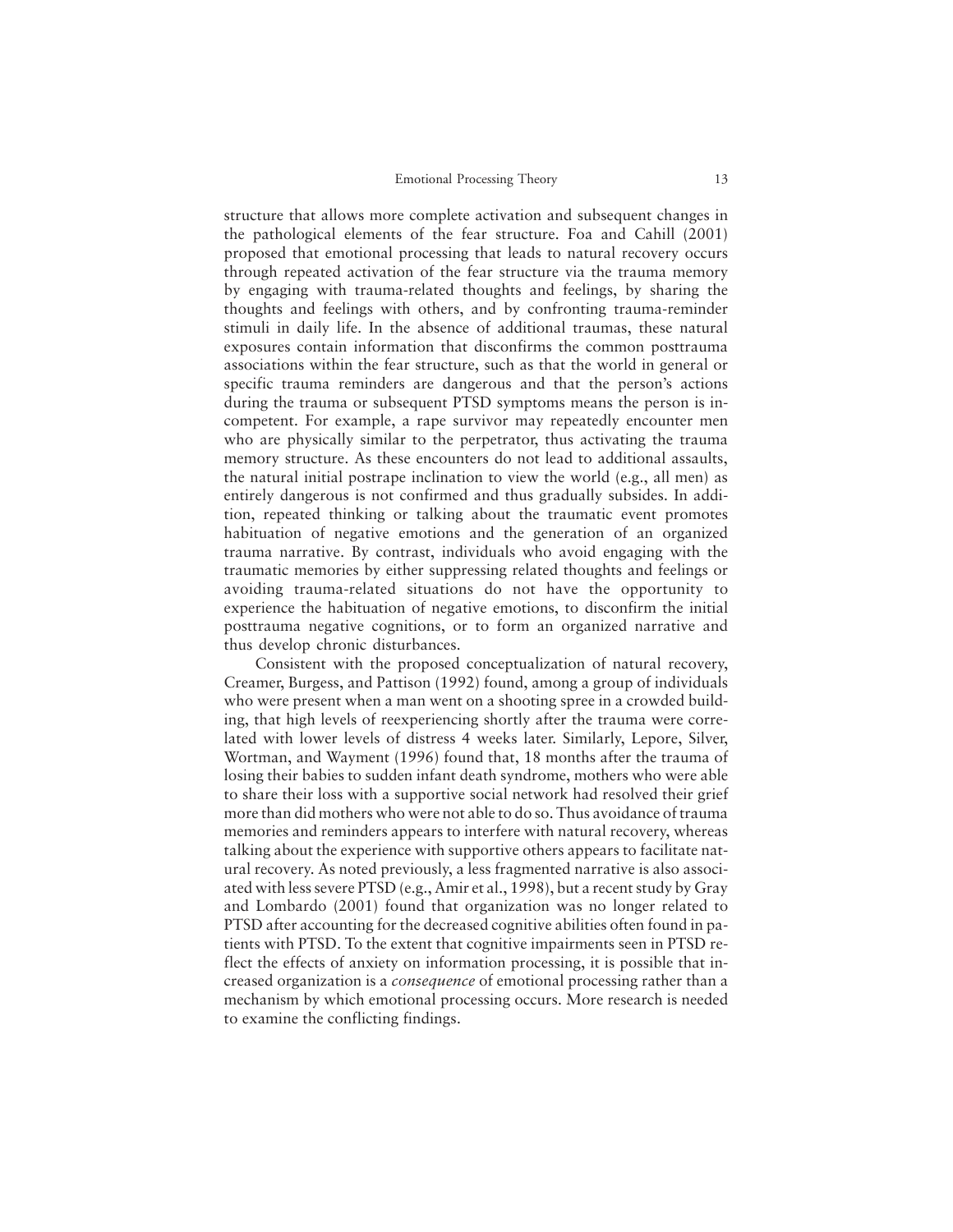structure that allows more complete activation and subsequent changes in the pathological elements of the fear structure. Foa and Cahill (2001) proposed that emotional processing that leads to natural recovery occurs through repeated activation of the fear structure via the trauma memory by engaging with trauma-related thoughts and feelings, by sharing the thoughts and feelings with others, and by confronting trauma-reminder stimuli in daily life. In the absence of additional traumas, these natural exposures contain information that disconfirms the common posttrauma associations within the fear structure, such as that the world in general or specific trauma reminders are dangerous and that the person's actions during the trauma or subsequent PTSD symptoms means the person is incompetent. For example, a rape survivor may repeatedly encounter men who are physically similar to the perpetrator, thus activating the trauma memory structure. As these encounters do not lead to additional assaults, the natural initial postrape inclination to view the world (e.g., all men) as entirely dangerous is not confirmed and thus gradually subsides. In addition, repeated thinking or talking about the traumatic event promotes habituation of negative emotions and the generation of an organized trauma narrative. By contrast, individuals who avoid engaging with the traumatic memories by either suppressing related thoughts and feelings or avoiding trauma-related situations do not have the opportunity to experience the habituation of negative emotions, to disconfirm the initial posttrauma negative cognitions, or to form an organized narrative and thus develop chronic disturbances.

Consistent with the proposed conceptualization of natural recovery, Creamer, Burgess, and Pattison (1992) found, among a group of individuals who were present when a man went on a shooting spree in a crowded building, that high levels of reexperiencing shortly after the trauma were correlated with lower levels of distress 4 weeks later. Similarly, Lepore, Silver, Wortman, and Wayment (1996) found that, 18 months after the trauma of losing their babies to sudden infant death syndrome, mothers who were able to share their loss with a supportive social network had resolved their grief more than did mothers who were not able to do so. Thus avoidance of trauma memories and reminders appears to interfere with natural recovery, whereas talking about the experience with supportive others appears to facilitate natural recovery. As noted previously, a less fragmented narrative is also associated with less severe PTSD (e.g., Amir et al., 1998), but a recent study by Gray and Lombardo (2001) found that organization was no longer related to PTSD after accounting for the decreased cognitive abilities often found in patients with PTSD. To the extent that cognitive impairments seen in PTSD reflect the effects of anxiety on information processing, it is possible that increased organization is a *consequence* of emotional processing rather than a mechanism by which emotional processing occurs. More research is needed to examine the conflicting findings.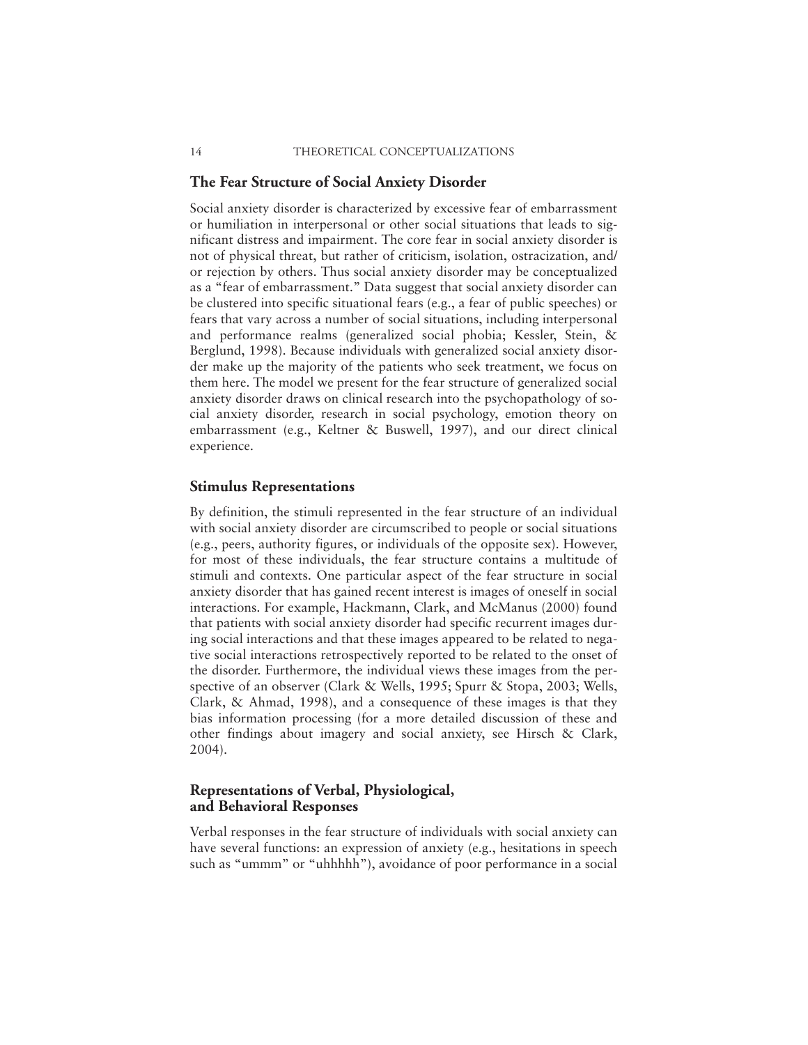## The Fear Structure of Social Anxiety Disorder

Social anxiety disorder is characterized by excessive fear of embarrassment or humiliation in interpersonal or other social situations that leads to significant distress and impairment. The core fear in social anxiety disorder is not of physical threat, but rather of criticism, isolation, ostracization, and/or rejection by others. Thus social anxiety disorder may be conceptualized as a "fear of embarrassment." Data suggest that social anxiety disorder can be clustered into specific situational fears (e.g., a fear of public speeches) or fears that vary across a number of social situations, including interpersonal and performance realms (generalized social phobia; Kessler, Stein, & Berglund, 1998). Because individuals with generalized social anxiety disorder make up the majority of the patients who seek treatment, we focus on them here. The model we present for the fear structure of generalized social anxiety disorder draws on clinical research into the psychopathology of social anxiety disorder, research in social psychology, emotion theory on embarrassment (e.g., Keltner & Buswell, 1997), and our direct clinical experience.

## Stimulus Representations

By definition, the stimuli represented in the fear structure of an individual with social anxiety disorder are circumscribed to people or social situations (e.g., peers, authority figures, or individuals of the opposite sex). However, for most of these individuals, the fear structure contains a multitude of stimuli and contexts. One particular aspect of the fear structure in social anxiety disorder that has gained recent interest is images of oneself in social interactions. For example, Hackmann, Clark, and McManus (2000) found that patients with social anxiety disorder had specific recurrent images during social interactions and that these images appeared to be related to negative social interactions retrospectively reported to be related to the onset of the disorder. Furthermore, the individual views these images from the perspective of an observer (Clark & Wells, 1995; Spurr & Stopa, 2003; Wells, Clark, & Ahmad, 1998), and a consequence of these images is that they bias information processing (for a more detailed discussion of these and other findings about imagery and social anxiety, see Hirsch & Clark, 2004).

## Representations of Verbal, Physiological, and Behavioral Responses

Verbal responses in the fear structure of individuals with social anxiety can have several functions: an expression of anxiety (e.g., hesitations in speech such as "ummm" or "uhhhhh"), avoidance of poor performance in a social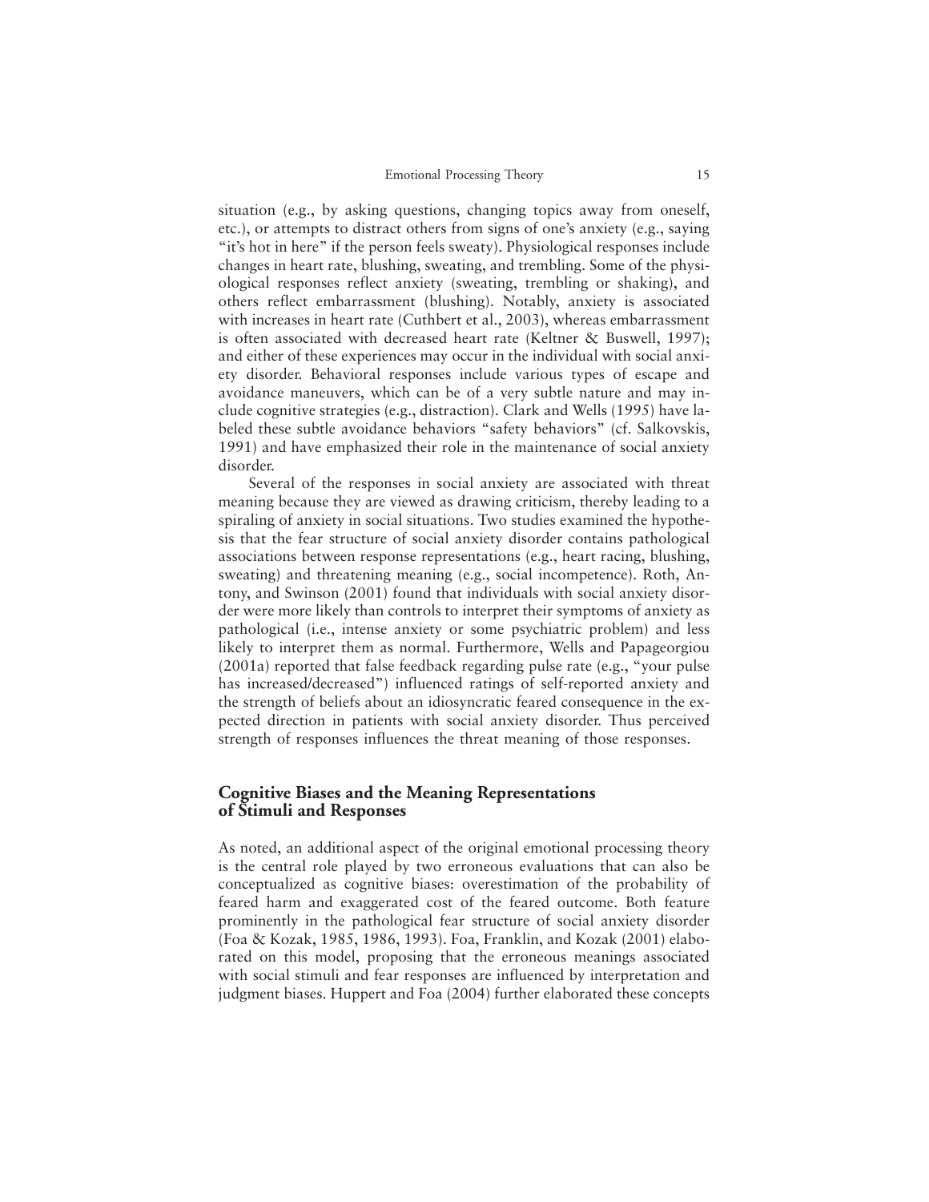situation (e.g., by asking questions, changing topics away from oneself, etc.), or attempts to distract others from signs of one's anxiety (e.g., saying "it's hot in here" if the person feels sweaty). Physiological responses include changes in heart rate, blushing, sweating, and trembling. Some of the physiological responses reflect anxiety (sweating, trembling or shaking), and others reflect embarrassment (blushing). Notably, anxiety is associated with increases in heart rate (Cuthbert et al., 2003), whereas embarrassment is often associated with decreased heart rate (Keltner & Buswell, 1997); and either of these experiences may occur in the individual with social anxiety disorder. Behavioral responses include various types of escape and avoidance maneuvers, which can be of a very subtle nature and may include cognitive strategies (e.g., distraction). Clark and Wells (1995) have labeled these subtle avoidance behaviors "safety behaviors" (cf. Salkovskis, 1991) and have emphasized their role in the maintenance of social anxiety disorder.

Several of the responses in social anxiety are associated with threat meaning because they are viewed as drawing criticism, thereby leading to a spiraling of anxiety in social situations. Two studies examined the hypothesis that the fear structure of social anxiety disorder contains pathological associations between response representations (e.g., heart racing, blushing, sweating) and threatening meaning (e.g., social incompetence). Roth, Antony, and Swinson (2001) found that individuals with social anxiety disorder were more likely than controls to interpret their symptoms of anxiety as pathological (i.e., intense anxiety or some psychiatric problem) and less likely to interpret them as normal. Furthermore, Wells and Papageorgiou (2001a) reported that false feedback regarding pulse rate (e.g., "your pulse has increased/decreased") influenced ratings of self-reported anxiety and the strength of beliefs about an idiosyncratic feared consequence in the expected direction in patients with social anxiety disorder. Thus perceived strength of responses influences the threat meaning of those responses.

## Cognitive Biases and the Meaning Representations of Stimuli and Responses

As noted, an additional aspect of the original emotional processing theory is the central role played by two erroneous evaluations that can also be conceptualized as cognitive biases: overestimation of the probability of feared harm and exaggerated cost of the feared outcome. Both feature prominently in the pathological fear structure of social anxiety disorder (Foa & Kozak, 1985, 1986, 1993). Foa, Franklin, and Kozak (2001) elaborated on this model, proposing that the erroneous meanings associated with social stimuli and fear responses are influenced by interpretation and judgment biases. Huppert and Foa (2004) further elaborated these concepts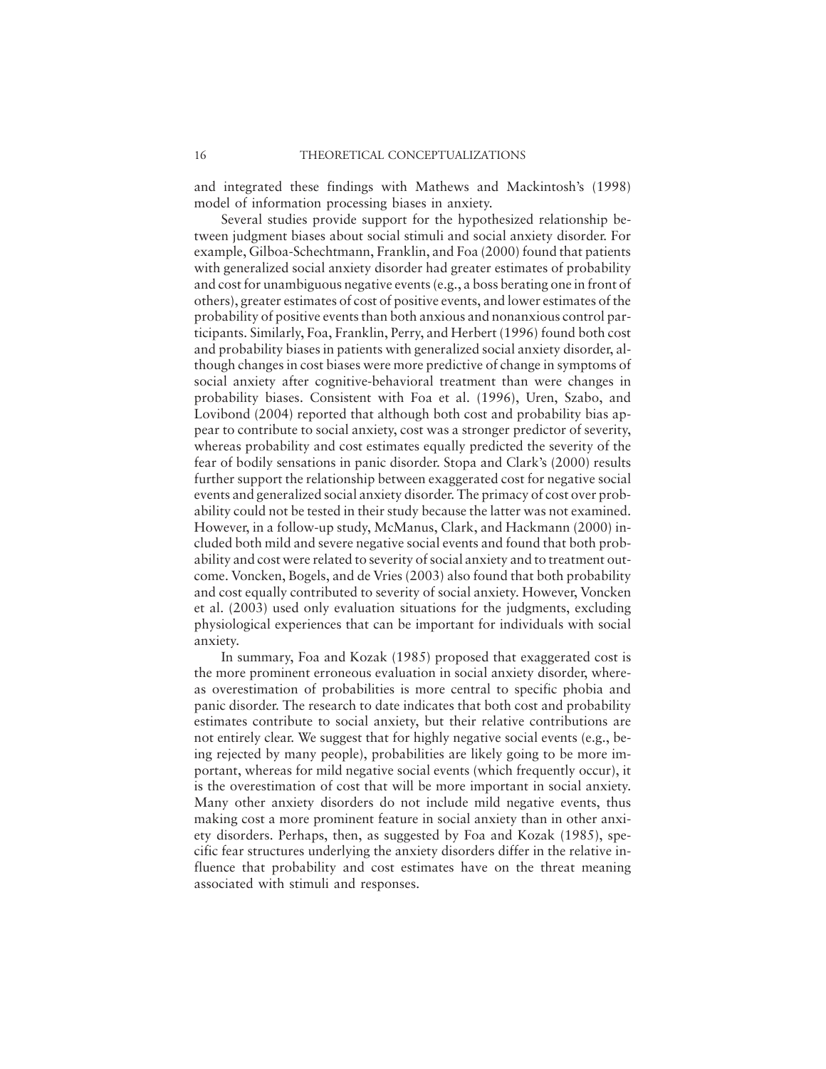and integrated these findings with Mathews and Mackintosh's (1998) model of information processing biases in anxiety.

Several studies provide support for the hypothesized relationship between judgment biases about social stimuli and social anxiety disorder. For example, Gilboa-Schechtmann, Franklin, and Foa (2000) found that patients with generalized social anxiety disorder had greater estimates of probability and cost for unambiguous negative events (e.g., a boss berating one in front of others), greater estimates of cost of positive events, and lower estimates of the probability of positive events than both anxious and nonanxious control participants. Similarly, Foa, Franklin, Perry, and Herbert (1996) found both cost and probability biases in patients with generalized social anxiety disorder, although changes in cost biases were more predictive of change in symptoms of social anxiety after cognitive-behavioral treatment than were changes in probability biases. Consistent with Foa et al. (1996), Uren, Szabo, and Lovibond (2004) reported that although both cost and probability bias appear to contribute to social anxiety, cost was a stronger predictor of severity, whereas probability and cost estimates equally predicted the severity of the fear of bodily sensations in panic disorder. Stopa and Clark's (2000) results further support the relationship between exaggerated cost for negative social events and generalized social anxiety disorder. The primacy of cost over probability could not be tested in their study because the latter was not examined. However, in a follow-up study, McManus, Clark, and Hackmann (2000) included both mild and severe negative social events and found that both probability and cost were related to severity of social anxiety and to treatment outcome. Voncken, Bogels, and de Vries (2003) also found that both probability and cost equally contributed to severity of social anxiety. However, Voncken et al. (2003) used only evaluation situations for the judgments, excluding physiological experiences that can be important for individuals with social anxiety.

In summary, Foa and Kozak (1985) proposed that exaggerated cost is the more prominent erroneous evaluation in social anxiety disorder, whereas overestimation of probabilities is more central to specific phobia and panic disorder. The research to date indicates that both cost and probability estimates contribute to social anxiety, but their relative contributions are not entirely clear. We suggest that for highly negative social events (e.g., being rejected by many people), probabilities are likely going to be more important, whereas for mild negative social events (which frequently occur), it is the overestimation of cost that will be more important in social anxiety. Many other anxiety disorders do not include mild negative events, thus making cost a more prominent feature in social anxiety than in other anxiety disorders. Perhaps, then, as suggested by Foa and Kozak (1985), specific fear structures underlying the anxiety disorders differ in the relative influence that probability and cost estimates have on the threat meaning associated with stimuli and responses.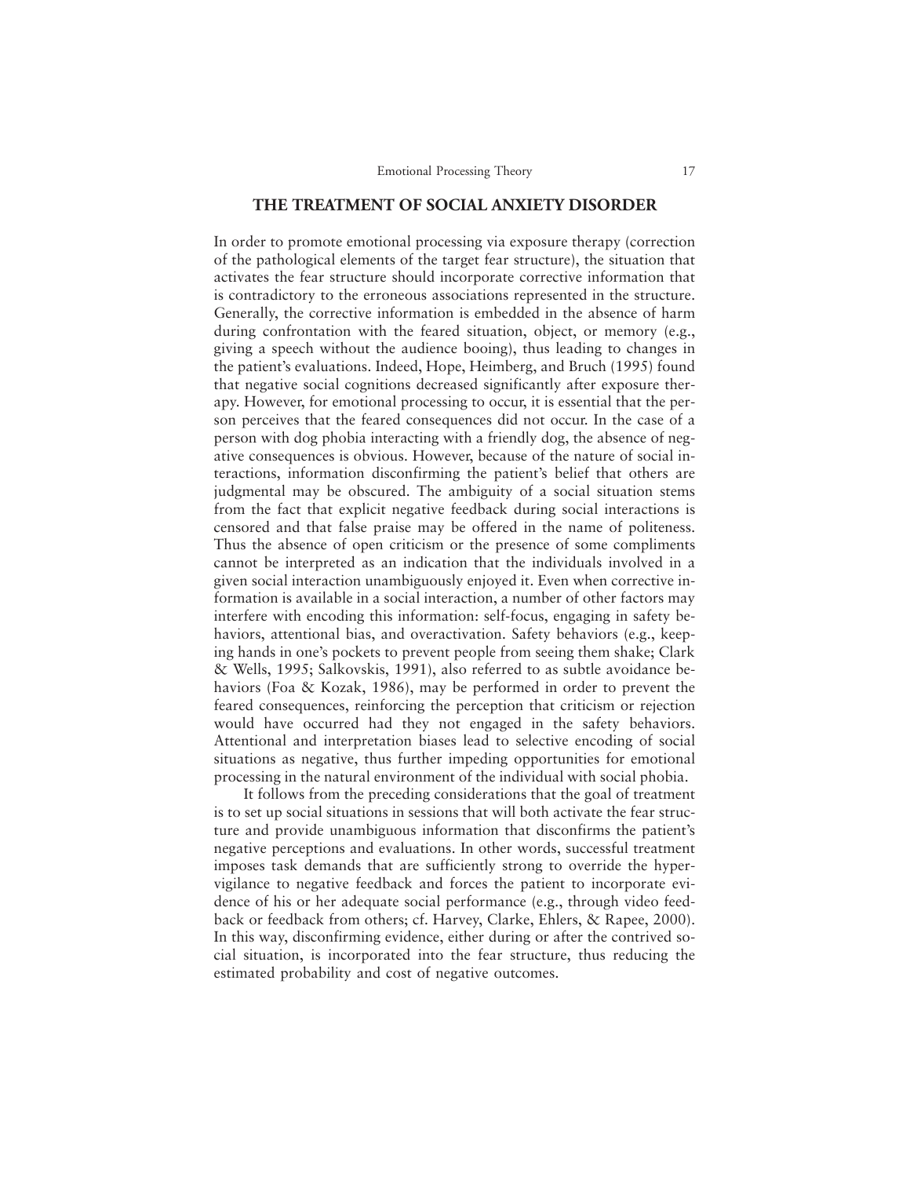## THE TREATMENT OF SOCIAL ANXIETY DISORDER

In order to promote emotional processing via exposure therapy (correction of the pathological elements of the target fear structure), the situation that activates the fear structure should incorporate corrective information that is contradictory to the erroneous associations represented in the structure. Generally, the corrective information is embedded in the absence of harm during confrontation with the feared situation, object, or memory (e.g., giving a speech without the audience booing), thus leading to changes in the patient's evaluations. Indeed, Hope, Heimberg, and Bruch (1995) found that negative social cognitions decreased significantly after exposure therapy. However, for emotional processing to occur, it is essential that the person perceives that the feared consequences did not occur. In the case of a person with dog phobia interacting with a friendly dog, the absence of negative consequences is obvious. However, because of the nature of social interactions, information disconfirming the patient's belief that others are judgmental may be obscured. The ambiguity of a social situation stems from the fact that explicit negative feedback during social interactions is censored and that false praise may be offered in the name of politeness. Thus the absence of open criticism or the presence of some compliments cannot be interpreted as an indication that the individuals involved in a given social interaction unambiguously enjoyed it. Even when corrective information is available in a social interaction, a number of other factors may interfere with encoding this information: self-focus, engaging in safety behaviors, attentional bias, and overactivation. Safety behaviors (e.g., keeping hands in one's pockets to prevent people from seeing them shake; Clark & Wells, 1995; Salkovskis, 1991), also referred to as subtle avoidance behaviors (Foa & Kozak, 1986), may be performed in order to prevent the feared consequences, reinforcing the perception that criticism or rejection would have occurred had they not engaged in the safety behaviors. Attentional and interpretation biases lead to selective encoding of social situations as negative, thus further impeding opportunities for emotional processing in the natural environment of the individual with social phobia.

It follows from the preceding considerations that the goal of treatment is to set up social situations in sessions that will both activate the fear structure and provide unambiguous information that disconfirms the patient's negative perceptions and evaluations. In other words, successful treatment imposes task demands that are sufficiently strong to override the hypervigilance to negative feedback and forces the patient to incorporate evidence of his or her adequate social performance (e.g., through video feedback or feedback from others; cf. Harvey, Clarke, Ehlers, & Rapee, 2000). In this way, disconfirming evidence, either during or after the contrived social situation, is incorporated into the fear structure, thus reducing the estimated probability and cost of negative outcomes.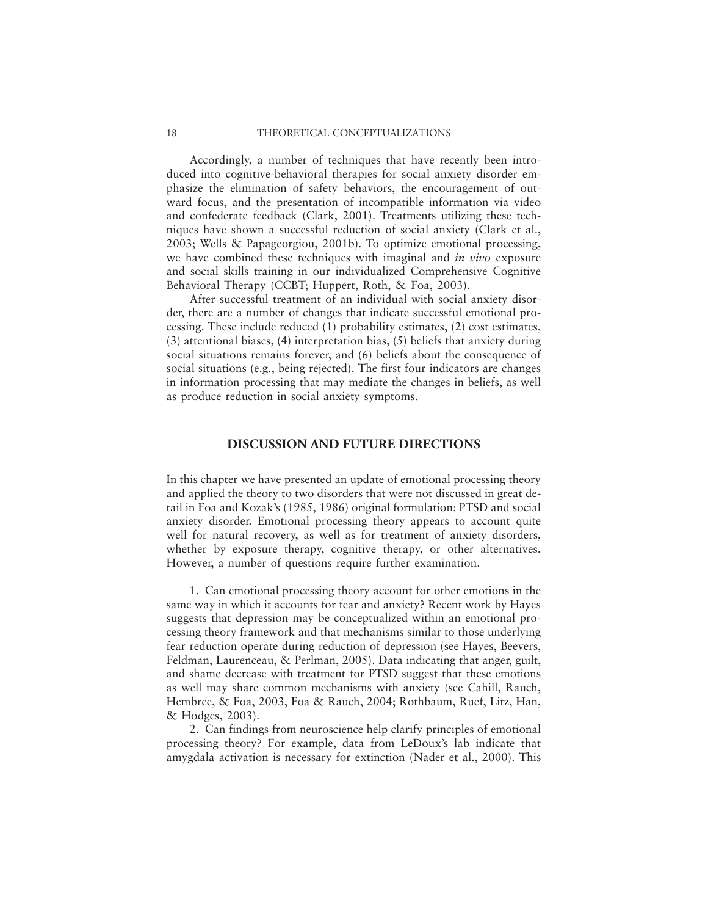Accordingly, a number of techniques that have recently been introduced into cognitive-behavioral therapies for social anxiety disorder emphasize the elimination of safety behaviors, the encouragement of outward focus, and the presentation of incompatible information via video and confederate feedback (Clark, 2001). Treatments utilizing these techniques have shown a successful reduction of social anxiety (Clark et al., 2003; Wells & Papageorgiou, 2001b). To optimize emotional processing, we have combined these techniques with imaginal and *in vivo* exposure and social skills training in our individualized Comprehensive Cognitive Behavioral Therapy (CCBT; Huppert, Roth, & Foa, 2003).

After successful treatment of an individual with social anxiety disorder, there are a number of changes that indicate successful emotional processing. These include reduced (1) probability estimates, (2) cost estimates, (3) attentional biases, (4) interpretation bias, (5) beliefs that anxiety during social situations remains forever, and (6) beliefs about the consequence of social situations (e.g., being rejected). The first four indicators are changes in information processing that may mediate the changes in beliefs, as well as produce reduction in social anxiety symptoms.

## DISCUSSION AND FUTURE DIRECTIONS

In this chapter we have presented an update of emotional processing theory and applied the theory to two disorders that were not discussed in great detail in Foa and Kozak's (1985, 1986) original formulation: PTSD and social anxiety disorder. Emotional processing theory appears to account quite well for natural recovery, as well as for treatment of anxiety disorders, whether by exposure therapy, cognitive therapy, or other alternatives. However, a number of questions require further examination.

1. Can emotional processing theory account for other emotions in the same way in which it accounts for fear and anxiety? Recent work by Hayes suggests that depression may be conceptualized within an emotional processing theory framework and that mechanisms similar to those underlying fear reduction operate during reduction of depression (see Hayes, Beevers, Feldman, Laurenceau, & Perlman, 2005). Data indicating that anger, guilt, and shame decrease with treatment for PTSD suggest that these emotions as well may share common mechanisms with anxiety (see Cahill, Rauch, Hembree, & Foa, 2003, Foa & Rauch, 2004; Rothbaum, Ruef, Litz, Han, & Hodges, 2003).

2. Can findings from neuroscience help clarify principles of emotional processing theory? For example, data from LeDoux's lab indicate that amygdala activation is necessary for extinction (Nader et al., 2000). This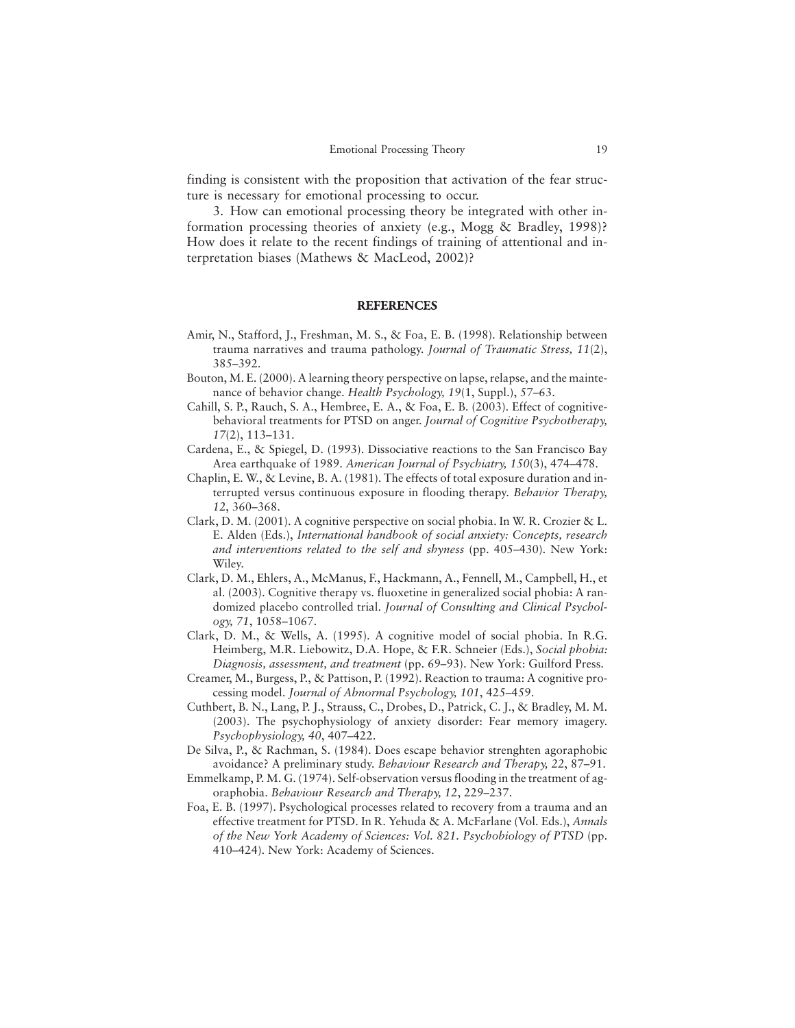finding is consistent with the proposition that activation of the fear structure is necessary for emotional processing to occur.

3. How can emotional processing theory be integrated with other information processing theories of anxiety (e.g., Mogg & Bradley, 1998)? How does it relate to the recent findings of training of attentional and interpretation biases (Mathews & MacLeod, 2002)?

## REFERENCES

Amir, N., Stafford, J., Freshman, M. S., & Foa, E. B. (1998). Relationship between trauma narratives and trauma pathology. *Journal of Traumatic Stress, 11*(2), 385–392.

Bouton, M. E. (2000). A learning theory perspective on lapse, relapse, and the maintenance of behavior change. *Health Psychology, 19*(1, Suppl.), 57–63.

Cahill, S. P., Rauch, S. A., Hembree, E. A., & Foa, E. B. (2003). Effect of cognitive-behavioral treatments for PTSD on anger. *Journal of Cognitive Psychotherapy, 17*(2), 113–131.

Cardena, E., & Spiegel, D. (1993). Dissociative reactions to the San Francisco Bay Area earthquake of 1989. *American Journal of Psychiatry, 150*(3), 474–478.

Chaplin, E. W., & Levine, B. A. (1981). The effects of total exposure duration and interrupted versus continuous exposure in flooding therapy. *Behavior Therapy, 12*, 360–368.

Clark, D. M. (2001). A cognitive perspective on social phobia. In W. R. Crozier & L. E. Alden (Eds.), *International handbook of social anxiety: Concepts, research and interventions related to the self and shyness* (pp. 405–430). New York: Wiley.

Clark, D. M., Ehlers, A., McManus, F., Hackmann, A., Fennell, M., Campbell, H., et al. (2003). Cognitive therapy vs. fluoxetine in generalized social phobia: A randomized placebo controlled trial. *Journal of Consulting and Clinical Psychology, 71*, 1058–1067.

Clark, D. M., & Wells, A. (1995). A cognitive model of social phobia. In R.G. Heimberg, M.R. Liebowitz, D.A. Hope, & F.R. Schneier (Eds.), *Social phobia: Diagnosis, assessment, and treatment* (pp. 69–93). New York: Guilford Press.

Creamer, M., Burgess, P., & Pattison, P. (1992). Reaction to trauma: A cognitive processing model. *Journal of Abnormal Psychology, 101*, 425–459.

Cuthbert, B. N., Lang, P. J., Strauss, C., Drobes, D., Patrick, C. J., & Bradley, M. M. (2003). The psychophysiology of anxiety disorder: Fear memory imagery. *Psychophysiology, 40*, 407–422.

De Silva, P., & Rachman, S. (1984). Does escape behavior strenghten agoraphobic avoidance? A preliminary study. *Behaviour Research and Therapy, 22*, 87–91.

Emmelkamp, P. M. G. (1974). Self-observation versus flooding in the treatment of agoraphobia. *Behaviour Research and Therapy, 12*, 229–237.

Foa, E. B. (1997). Psychological processes related to recovery from a trauma and an effective treatment for PTSD. In R. Yehuda & A. McFarlane (Vol. Eds.), *Annals of the New York Academy of Sciences: Vol. 821. Psychobiology of PTSD* (pp. 410–424). New York: Academy of Sciences.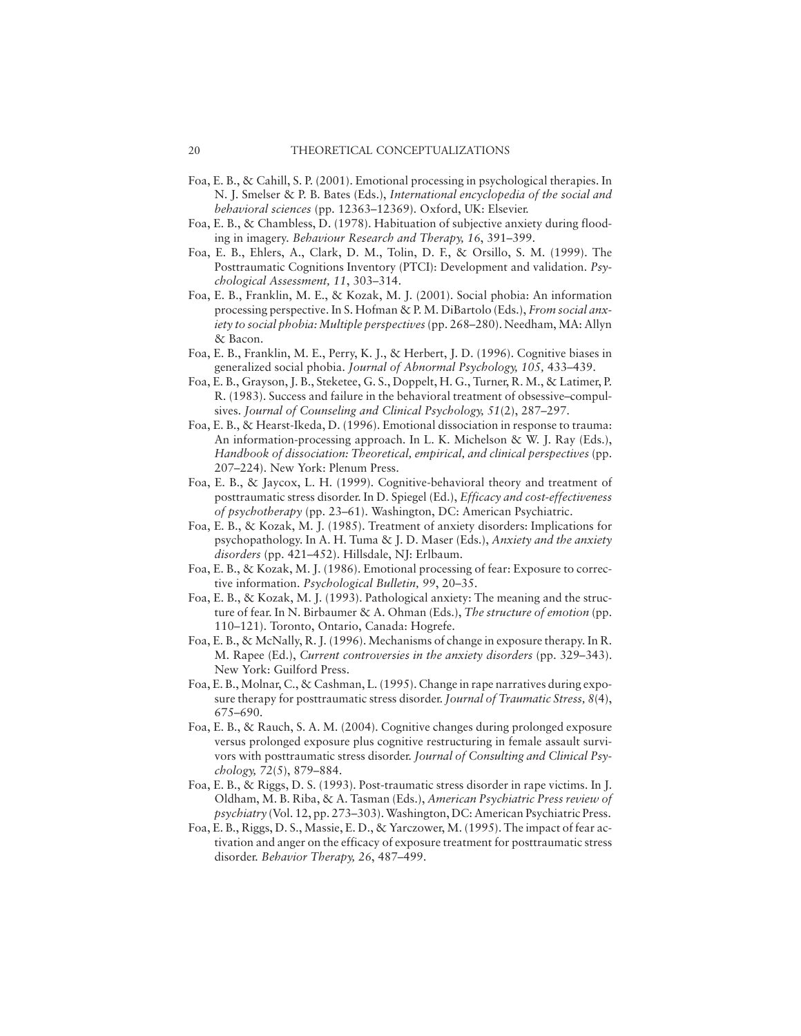Foa, E. B., & Cahill, S. P. (2001). Emotional processing in psychological therapies. In N. J. Smelser & P. B. Bates (Eds.), *International encyclopedia of the social and behavioral sciences* (pp. 12363–12369). Oxford, UK: Elsevier.

Foa, E. B., & Chambless, D. (1978). Habituation of subjective anxiety during flooding in imagery. *Behaviour Research and Therapy, 16*, 391–399.

Foa, E. B., Ehlers, A., Clark, D. M., Tolin, D. F., & Orsillo, S. M. (1999). The Posttraumatic Cognitions Inventory (PTCI): Development and validation. *Psychological Assessment, 11*, 303–314.

Foa, E. B., Franklin, M. E., & Kozak, M. J. (2001). Social phobia: An information processing perspective. In S. Hofman & P. M. DiBartolo (Eds.), *From social anxiety to social phobia: Multiple perspectives* (pp. 268–280). Needham, MA: Allyn & Bacon.

Foa, E. B., Franklin, M. E., Perry, K. J., & Herbert, J. D. (1996). Cognitive biases in generalized social phobia. *Journal of Abnormal Psychology, 105,* 433–439.

Foa, E. B., Grayson, J. B., Steketee, G. S., Doppelt, H. G., Turner, R. M., & Latimer, P. R. (1983). Success and failure in the behavioral treatment of obsessive–compulsives. *Journal of Counseling and Clinical Psychology, 51*(2), 287–297.

Foa, E. B., & Hearst-Ikeda, D. (1996). Emotional dissociation in response to trauma: An information-processing approach. In L. K. Michelson & W. J. Ray (Eds.), *Handbook of dissociation: Theoretical, empirical, and clinical perspectives* (pp. 207–224). New York: Plenum Press.

Foa, E. B., & Jaycox, L. H. (1999). Cognitive-behavioral theory and treatment of posttraumatic stress disorder. In D. Spiegel (Ed.), *Efficacy and cost-effectiveness of psychotherapy* (pp. 23–61). Washington, DC: American Psychiatric.

Foa, E. B., & Kozak, M. J. (1985). Treatment of anxiety disorders: Implications for psychopathology. In A. H. Tuma & J. D. Maser (Eds.), *Anxiety and the anxiety disorders* (pp. 421–452). Hillsdale, NJ: Erlbaum.

Foa, E. B., & Kozak, M. J. (1986). Emotional processing of fear: Exposure to corrective information. *Psychological Bulletin, 99*, 20–35.

Foa, E. B., & Kozak, M. J. (1993). Pathological anxiety: The meaning and the structure of fear. In N. Birbaumer & A. Ohman (Eds.), *The structure of emotion* (pp. 110–121). Toronto, Ontario, Canada: Hogrefe.

Foa, E. B., & McNally, R. J. (1996). Mechanisms of change in exposure therapy. In R. M. Rapee (Ed.), *Current controversies in the anxiety disorders* (pp. 329–343). New York: Guilford Press.

Foa, E. B., Molnar, C., & Cashman, L. (1995). Change in rape narratives during exposure therapy for posttraumatic stress disorder. *Journal of Traumatic Stress, 8*(4), 675–690.

Foa, E. B., & Rauch, S. A. M. (2004). Cognitive changes during prolonged exposure versus prolonged exposure plus cognitive restructuring in female assault survivors with posttraumatic stress disorder. *Journal of Consulting and Clinical Psychology, 72*(5), 879–884.

Foa, E. B., & Riggs, D. S. (1993). Post-traumatic stress disorder in rape victims. In J. Oldham, M. B. Riba, & A. Tasman (Eds.), *American Psychiatric Press review of psychiatry* (Vol. 12, pp. 273–303). Washington, DC: American Psychiatric Press.

Foa, E. B., Riggs, D. S., Massie, E. D., & Yarczower, M. (1995). The impact of fear activation and anger on the efficacy of exposure treatment for posttraumatic stress disorder. *Behavior Therapy, 26*, 487–499.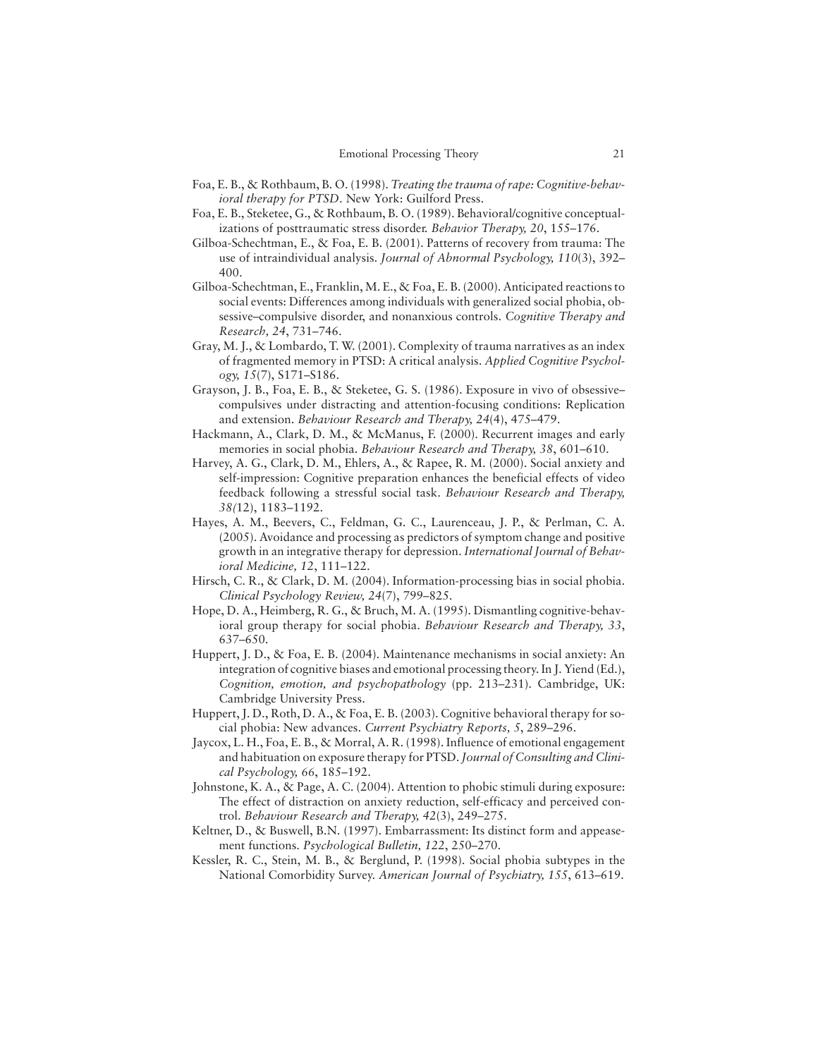Foa, E. B., & Rothbaum, B. O. (1998). *Treating the trauma of rape: Cognitive-behavioral therapy for PTSD*. New York: Guilford Press.

Foa, E. B., Steketee, G., & Rothbaum, B. O. (1989). Behavioral/cognitive conceptualizations of posttraumatic stress disorder. *Behavior Therapy, 20*, 155–176.

Gilboa-Schechtman, E., & Foa, E. B. (2001). Patterns of recovery from trauma: The use of intraindividual analysis. *Journal of Abnormal Psychology, 110*(3), 392–400.

Gilboa-Schechtman, E., Franklin, M. E., & Foa, E. B. (2000). Anticipated reactions to social events: Differences among individuals with generalized social phobia, obsessive–compulsive disorder, and nonanxious controls. *Cognitive Therapy and Research, 24*, 731–746.

Gray, M. J., & Lombardo, T. W. (2001). Complexity of trauma narratives as an index of fragmented memory in PTSD: A critical analysis. *Applied Cognitive Psychology, 15*(7), S171–S186.

Grayson, J. B., Foa, E. B., & Steketee, G. S. (1986). Exposure in vivo of obsessive–compulsives under distracting and attention-focusing conditions: Replication and extension. *Behaviour Research and Therapy, 24*(4), 475–479.

Hackmann, A., Clark, D. M., & McManus, F. (2000). Recurrent images and early memories in social phobia. *Behaviour Research and Therapy, 38*, 601–610.

Harvey, A. G., Clark, D. M., Ehlers, A., & Rapee, R. M. (2000). Social anxiety and self-impression: Cognitive preparation enhances the beneficial effects of video feedback following a stressful social task. *Behaviour Research and Therapy, 38(*12), 1183–1192.

Hayes, A. M., Beevers, C., Feldman, G. C., Laurenceau, J. P., & Perlman, C. A. (2005). Avoidance and processing as predictors of symptom change and positive growth in an integrative therapy for depression. *International Journal of Behavioral Medicine, 12*, 111–122.

Hirsch, C. R., & Clark, D. M. (2004). Information-processing bias in social phobia. *Clinical Psychology Review, 24*(7), 799–825.

Hope, D. A., Heimberg, R. G., & Bruch, M. A. (1995). Dismantling cognitive-behavioral group therapy for social phobia. *Behaviour Research and Therapy, 33*, 637–650.

Huppert, J. D., & Foa, E. B. (2004). Maintenance mechanisms in social anxiety: An integration of cognitive biases and emotional processing theory. In J. Yiend (Ed.), *Cognition, emotion, and psychopathology* (pp. 213–231). Cambridge, UK: Cambridge University Press.

Huppert, J. D., Roth, D. A., & Foa, E. B. (2003). Cognitive behavioral therapy for social phobia: New advances. *Current Psychiatry Reports, 5*, 289–296.

Jaycox, L. H., Foa, E. B., & Morral, A. R. (1998). Influence of emotional engagement and habituation on exposure therapy for PTSD. *Journal of Consulting and Clinical Psychology, 66*, 185–192.

Johnstone, K. A., & Page, A. C. (2004). Attention to phobic stimuli during exposure: The effect of distraction on anxiety reduction, self-efficacy and perceived control. *Behaviour Research and Therapy, 42*(3), 249–275.

Keltner, D., & Buswell, B.N. (1997). Embarrassment: Its distinct form and appeasement functions. *Psychological Bulletin, 122*, 250–270.

Kessler, R. C., Stein, M. B., & Berglund, P. (1998). Social phobia subtypes in the National Comorbidity Survey. *American Journal of Psychiatry, 155*, 613–619.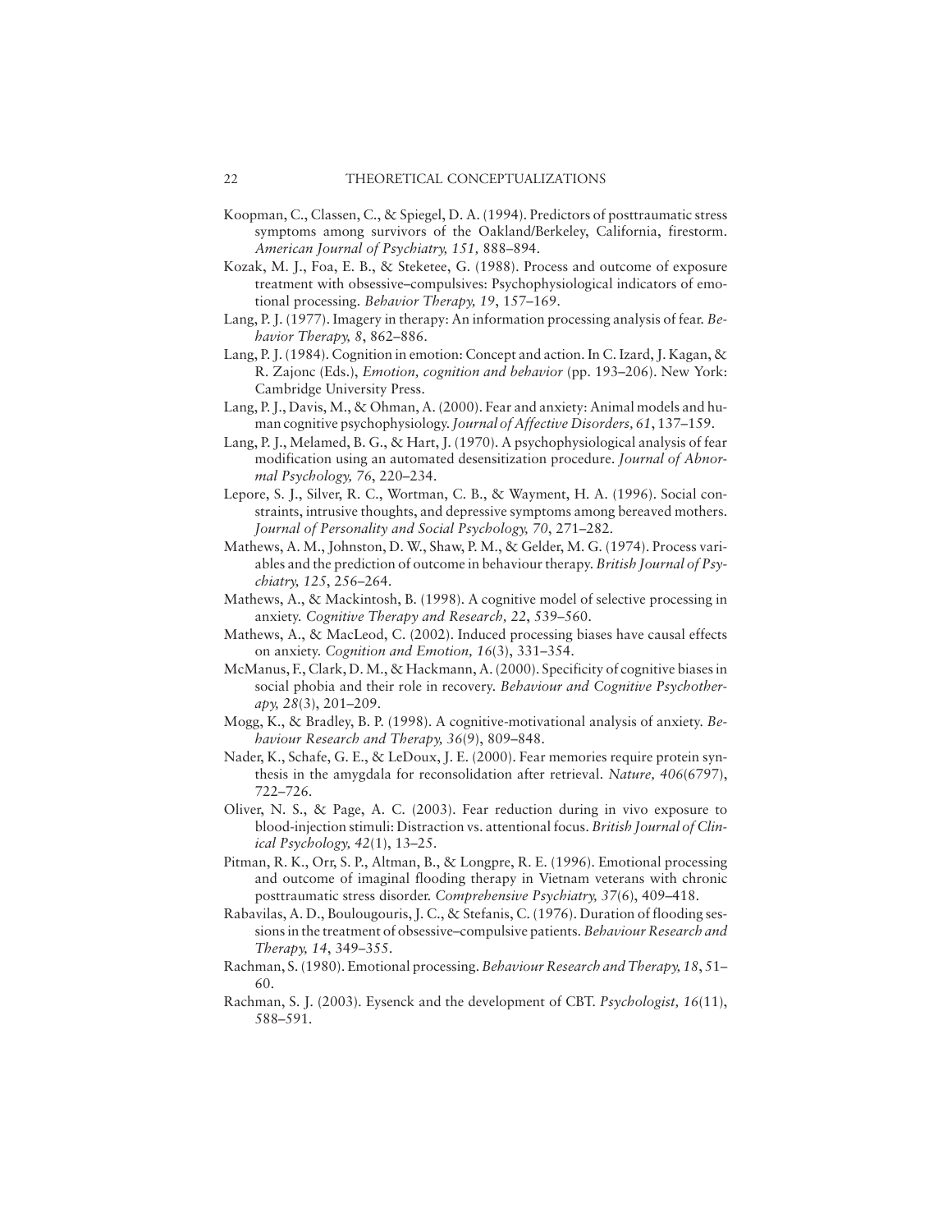Koopman, C., Classen, C., & Spiegel, D. A. (1994). Predictors of posttraumatic stress symptoms among survivors of the Oakland/Berkeley, California, firestorm. *American Journal of Psychiatry, 151,* 888–894.

Kozak, M. J., Foa, E. B., & Steketee, G. (1988). Process and outcome of exposure treatment with obsessive–compulsives: Psychophysiological indicators of emotional processing. *Behavior Therapy, 19*, 157–169.

Lang, P. J. (1977). Imagery in therapy: An information processing analysis of fear. *Behavior Therapy, 8*, 862–886.

Lang, P. J. (1984). Cognition in emotion: Concept and action. In C. Izard, J. Kagan, & R. Zajonc (Eds.), *Emotion, cognition and behavior* (pp. 193–206). New York: Cambridge University Press.

Lang, P. J., Davis, M., & Ohman, A. (2000). Fear and anxiety: Animal models and human cognitive psychophysiology. *Journal of Affective Disorders, 61*, 137–159.

Lang, P. J., Melamed, B. G., & Hart, J. (1970). A psychophysiological analysis of fear modification using an automated desensitization procedure. *Journal of Abnormal Psychology, 76*, 220–234.

Lepore, S. J., Silver, R. C., Wortman, C. B., & Wayment, H. A. (1996). Social constraints, intrusive thoughts, and depressive symptoms among bereaved mothers. *Journal of Personality and Social Psychology, 70*, 271–282.

Mathews, A. M., Johnston, D. W., Shaw, P. M., & Gelder, M. G. (1974). Process variables and the prediction of outcome in behaviour therapy. *British Journal of Psychiatry, 125*, 256–264.

Mathews, A., & Mackintosh, B. (1998). A cognitive model of selective processing in anxiety. *Cognitive Therapy and Research, 22*, 539–560.

Mathews, A., & MacLeod, C. (2002). Induced processing biases have causal effects on anxiety. *Cognition and Emotion, 16*(3), 331–354.

McManus, F., Clark, D. M., & Hackmann, A. (2000). Specificity of cognitive biases in social phobia and their role in recovery. *Behaviour and Cognitive Psychotherapy, 28*(3), 201–209.

Mogg, K., & Bradley, B. P. (1998). A cognitive-motivational analysis of anxiety. *Behaviour Research and Therapy, 36*(9), 809–848.

Nader, K., Schafe, G. E., & LeDoux, J. E. (2000). Fear memories require protein synthesis in the amygdala for reconsolidation after retrieval. *Nature, 406*(6797), 722–726.

Oliver, N. S., & Page, A. C. (2003). Fear reduction during in vivo exposure to blood-injection stimuli: Distraction vs. attentional focus. *British Journal of Clinical Psychology, 42*(1), 13–25.

Pitman, R. K., Orr, S. P., Altman, B., & Longpre, R. E. (1996). Emotional processing and outcome of imaginal flooding therapy in Vietnam veterans with chronic posttraumatic stress disorder. *Comprehensive Psychiatry, 37*(6), 409–418.

Rabavilas, A. D., Boulougouris, J. C., & Stefanis, C. (1976). Duration of flooding sessions in the treatment of obsessive–compulsive patients. *Behaviour Research and Therapy, 14*, 349–355.

Rachman, S. (1980). Emotional processing. *Behaviour Research and Therapy, 18*, 51–60.

Rachman, S. J. (2003). Eysenck and the development of CBT. *Psychologist, 16*(11), 588–591.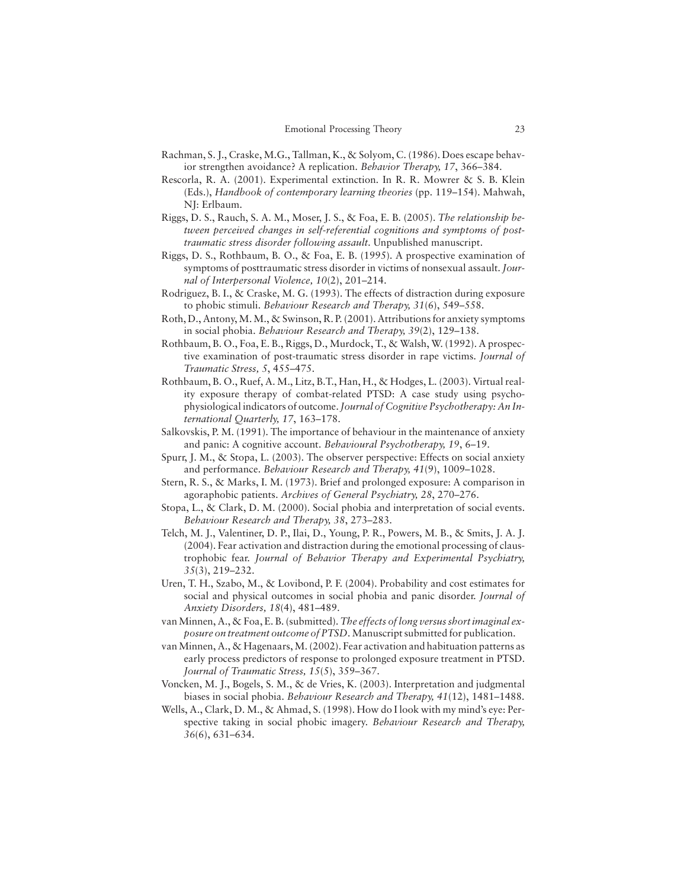Rachman, S. J., Craske, M.G., Tallman, K., & Solyom, C. (1986). Does escape behavior strengthen avoidance? A replication. *Behavior Therapy, 17*, 366–384.

Rescorla, R. A. (2001). Experimental extinction. In R. R. Mowrer & S. B. Klein (Eds.), *Handbook of contemporary learning theories* (pp. 119–154). Mahwah, NJ: Erlbaum.

Riggs, D. S., Rauch, S. A. M., Moser, J. S., & Foa, E. B. (2005). *The relationship between perceived changes in self-referential cognitions and symptoms of posttraumatic stress disorder following assault.* Unpublished manuscript.

Riggs, D. S., Rothbaum, B. O., & Foa, E. B. (1995). A prospective examination of symptoms of posttraumatic stress disorder in victims of nonsexual assault. *Journal of Interpersonal Violence, 10*(2), 201–214.

Rodriguez, B. I., & Craske, M. G. (1993). The effects of distraction during exposure to phobic stimuli. *Behaviour Research and Therapy, 31*(6), 549–558.

Roth, D., Antony, M. M., & Swinson, R. P. (2001). Attributions for anxiety symptoms in social phobia. *Behaviour Research and Therapy, 39*(2), 129–138.

Rothbaum, B. O., Foa, E. B., Riggs, D., Murdock, T., & Walsh, W. (1992). A prospective examination of post-traumatic stress disorder in rape victims. *Journal of Traumatic Stress, 5*, 455–475.

Rothbaum, B. O., Ruef, A. M., Litz, B.T., Han, H., & Hodges, L. (2003). Virtual reality exposure therapy of combat-related PTSD: A case study using psychophysiological indicators of outcome. *Journal of Cognitive Psychotherapy: An International Quarterly, 17*, 163–178.

Salkovskis, P. M. (1991). The importance of behaviour in the maintenance of anxiety and panic: A cognitive account. *Behavioural Psychotherapy, 19*, 6–19.

Spurr, J. M., & Stopa, L. (2003). The observer perspective: Effects on social anxiety and performance. *Behaviour Research and Therapy, 41*(9), 1009–1028.

Stern, R. S., & Marks, I. M. (1973). Brief and prolonged exposure: A comparison in agoraphobic patients. *Archives of General Psychiatry, 28*, 270–276.

Stopa, L., & Clark, D. M. (2000). Social phobia and interpretation of social events. *Behaviour Research and Therapy, 38*, 273–283.

Telch, M. J., Valentiner, D. P., Ilai, D., Young, P. R., Powers, M. B., & Smits, J. A. J. (2004). Fear activation and distraction during the emotional processing of claustrophobic fear. *Journal of Behavior Therapy and Experimental Psychiatry, 35*(3), 219–232.

Uren, T. H., Szabo, M., & Lovibond, P. F. (2004). Probability and cost estimates for social and physical outcomes in social phobia and panic disorder. *Journal of Anxiety Disorders, 18*(4), 481–489.

van Minnen, A., & Foa, E. B. (submitted). *The effects of long versus short imaginal exposure on treatment outcome of PTSD*. Manuscript submitted for publication.

van Minnen, A., & Hagenaars, M. (2002). Fear activation and habituation patterns as early process predictors of response to prolonged exposure treatment in PTSD. *Journal of Traumatic Stress, 15*(5), 359–367.

Voncken, M. J., Bogels, S. M., & de Vries, K. (2003). Interpretation and judgmental biases in social phobia. *Behaviour Research and Therapy, 41*(12), 1481–1488.

Wells, A., Clark, D. M., & Ahmad, S. (1998). How do I look with my mind's eye: Perspective taking in social phobic imagery. *Behaviour Research and Therapy, 36*(6), 631–634.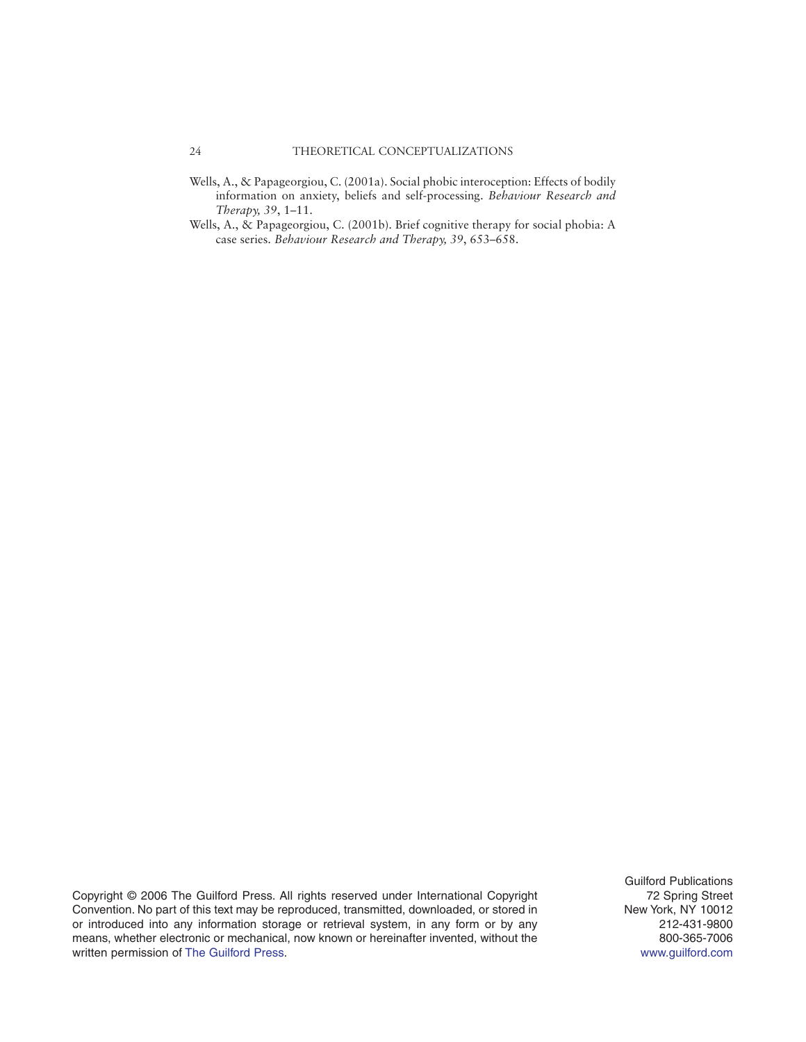Wells, A., & Papageorgiou, C. (2001a). Social phobic interoception: Effects of bodily information on anxiety, beliefs and self-processing. *Behaviour Research and Therapy, 39*, 1–11.

Wells, A., & Papageorgiou, C. (2001b). Brief cognitive therapy for social phobia: A case series. *Behaviour Research and Therapy, 39*, 653–658.

Copyright © 2006 The Guilford Press. All rights reserved under International Copyright Convention. No part of this text may be reproduced, transmitted, downloaded, or stored in or introduced into any information storage or retrieval system, in any form or by any means, whether electronic or mechanical, now known or hereinafter invented, without the written permission of The Guilford Press.

Guilford Publications
72 Spring Street
New York, NY 10012
212-431-9800
800-365-7006
www.guilford.com